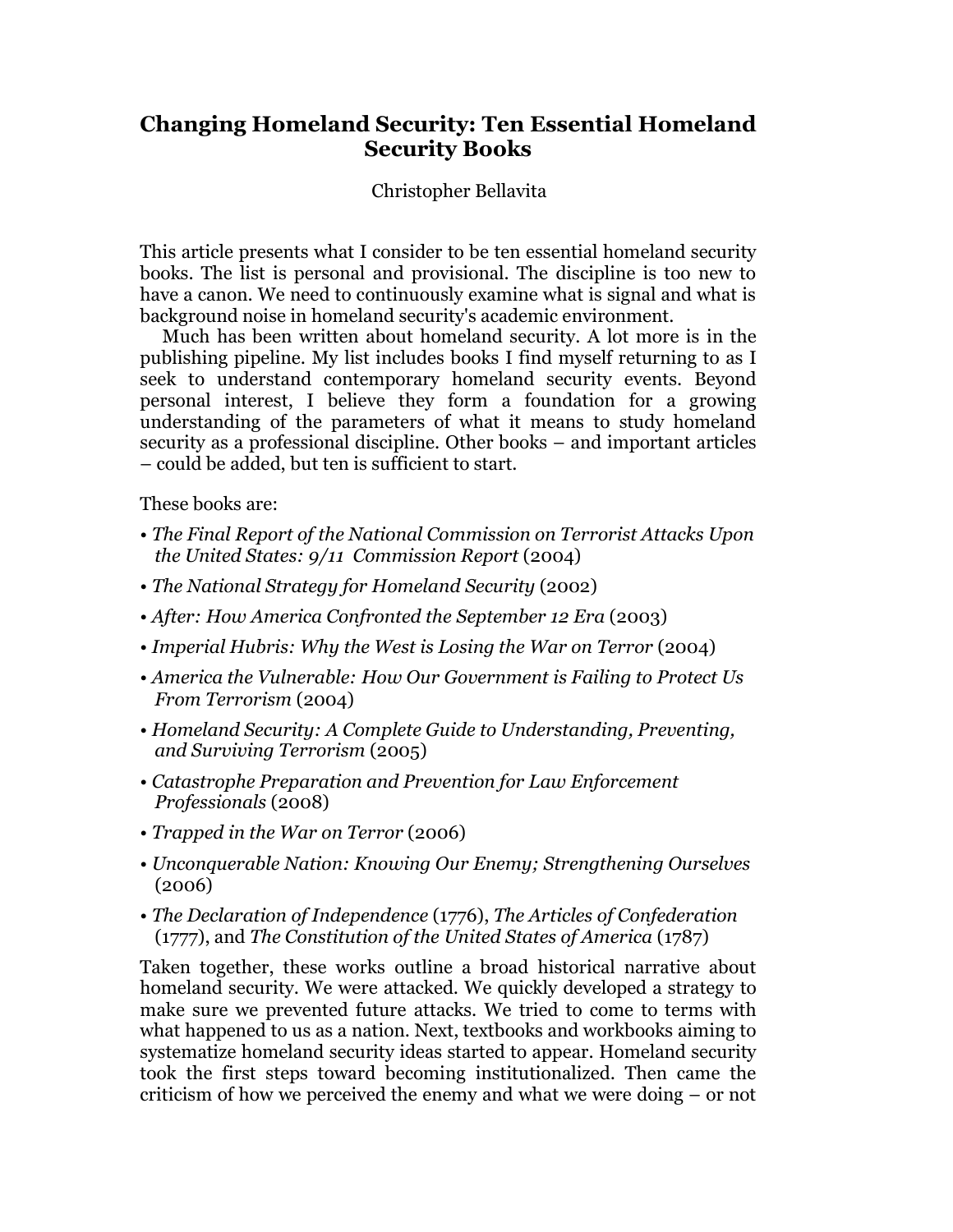# Changing Homeland Security: Ten Essential Homeland Security Books

Christopher Bellavita

This article presents what I consider to be ten essential homeland security books. The list is personal and provisional. The discipline is too new to have a canon. We need to continuously examine what is signal and what is background noise in homeland security's academic environment.

Much has been written about homeland security. A lot more is in the publishing pipeline. My list includes books I find myself returning to as I seek to understand contemporary homeland security events. Beyond personal interest, I believe they form a foundation for a growing understanding of the parameters of what it means to study homeland security as a professional discipline. Other books – and important articles – could be added, but ten is sufficient to start.

These books are:

- *The Final Report of the National Commission on Terrorist Attacks Upon the United States: 9/11 Commission Report* (2004)
- *The National Strategy for Homeland Security* (2002)
- *After: How America Confronted the September 12 Era* (2003)
- *Imperial Hubris: Why the West is Losing the War on Terror* (2004)
- *America the Vulnerable: How Our Government is Failing to Protect Us From Terrorism* (2004)
- *Homeland Security: A Complete Guide to Understanding, Preventing, and Surviving Terrorism* (2005)
- *Catastrophe Preparation and Prevention for Law Enforcement Professionals* (2008)
- *Trapped in the War on Terror* (2006)
- *Unconquerable Nation: Knowing Our Enemy; Strengthening Ourselves* (2006)
- *The Declaration of Independence* (1776), *The Articles of Confederation* (1777), and *The Constitution of the United States of America* (1787)

Taken together, these works outline a broad historical narrative about homeland security. We were attacked. We quickly developed a strategy to make sure we prevented future attacks. We tried to come to terms with what happened to us as a nation. Next, textbooks and workbooks aiming to systematize homeland security ideas started to appear. Homeland security took the first steps toward becoming institutionalized. Then came the criticism of how we perceived the enemy and what we were doing – or not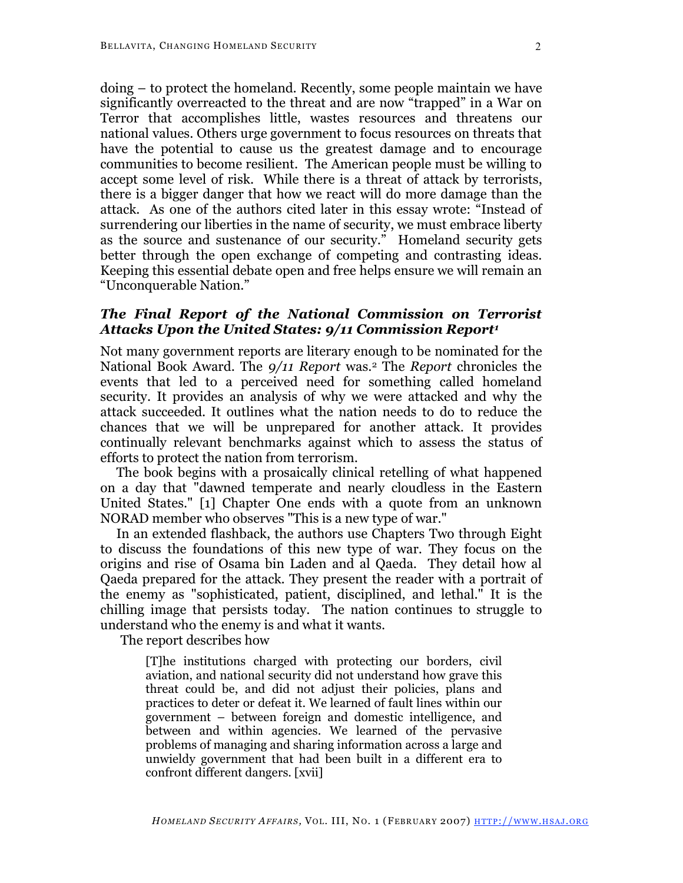doing – to protect the homeland. Recently, some people maintain we have significantly overreacted to the threat and are now "trapped" in a War on Terror that accomplishes little, wastes resources and threatens our national values. Others urge government to focus resources on threats that have the potential to cause us the greatest damage and to encourage communities to become resilient. The American people must be willing to accept some level of risk. While there is a threat of attack by terrorists, there is a bigger danger that how we react will do more damage than the attack. As one of the authors cited later in this essay wrote: "Instead of surrendering our liberties in the name of security, we must embrace liberty as the source and sustenance of our security." Homeland security gets better through the open exchange of competing and contrasting ideas. Keeping this essential debate open and free helps ensure we will remain an "Unconquerable Nation."

### *The Final Report of the National Commission on Terrorist Attacks Upon the United States: 9/11 Commission Report*[1]

Not many government reports are literary enough to be nominated for the National Book Award. The *9/11 Report* was.[2] The *Report* chronicles the events that led to a perceived need for something called homeland security. It provides an analysis of why we were attacked and why the attack succeeded. It outlines what the nation needs to do to reduce the chances that we will be unprepared for another attack. It provides continually relevant benchmarks against which to assess the status of efforts to protect the nation from terrorism.

The book begins with a prosaically clinical retelling of what happened on a day that "dawned temperate and nearly cloudless in the Eastern United States." [1] Chapter One ends with a quote from an unknown NORAD member who observes "This is a new type of war."

In an extended flashback, the authors use Chapters Two through Eight to discuss the foundations of this new type of war. They focus on the origins and rise of Osama bin Laden and al Qaeda. They detail how al Qaeda prepared for the attack. They present the reader with a portrait of the enemy as "sophisticated, patient, disciplined, and lethal." It is the chilling image that persists today. The nation continues to struggle to understand who the enemy is and what it wants.

The report describes how

> [T]he institutions charged with protecting our borders, civil aviation, and national security did not understand how grave this threat could be, and did not adjust their policies, plans and practices to deter or defeat it. We learned of fault lines within our government – between foreign and domestic intelligence, and between and within agencies. We learned of the pervasive problems of managing and sharing information across a large and unwieldy government that had been built in a different era to confront different dangers. [xvii]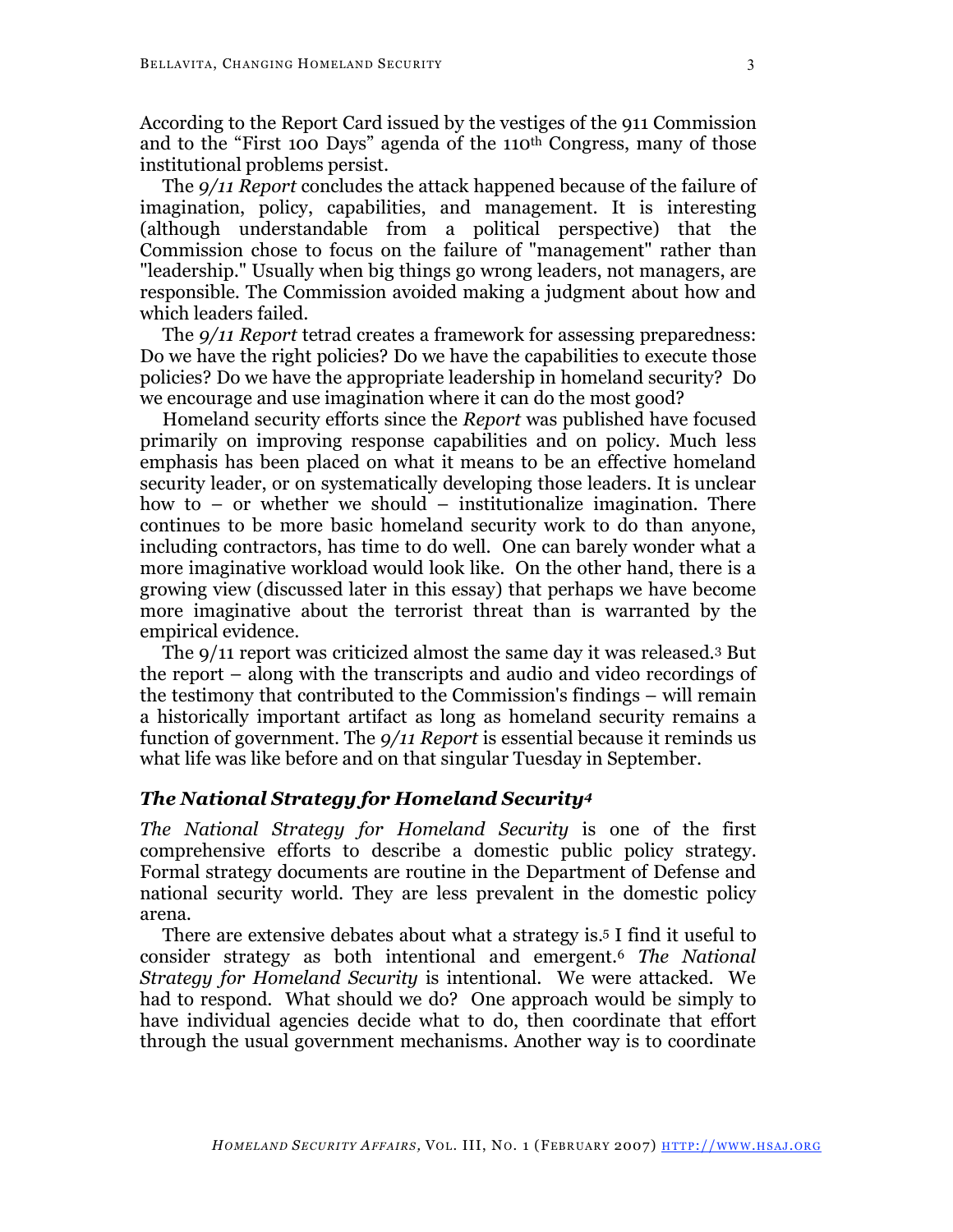According to the Report Card issued by the vestiges of the 911 Commission and to the "First 100 Days" agenda of the 110th Congress, many of those institutional problems persist.

The *9/11 Report* concludes the attack happened because of the failure of imagination, policy, capabilities, and management. It is interesting (although understandable from a political perspective) that the Commission chose to focus on the failure of "management" rather than "leadership." Usually when big things go wrong leaders, not managers, are responsible. The Commission avoided making a judgment about how and which leaders failed.

The *9/11 Report* tetrad creates a framework for assessing preparedness: Do we have the right policies? Do we have the capabilities to execute those policies? Do we have the appropriate leadership in homeland security? Do we encourage and use imagination where it can do the most good?

Homeland security efforts since the *Report* was published have focused primarily on improving response capabilities and on policy. Much less emphasis has been placed on what it means to be an effective homeland security leader, or on systematically developing those leaders. It is unclear how to – or whether we should – institutionalize imagination. There continues to be more basic homeland security work to do than anyone, including contractors, has time to do well. One can barely wonder what a more imaginative workload would look like. On the other hand, there is a growing view (discussed later in this essay) that perhaps we have become more imaginative about the terrorist threat than is warranted by the empirical evidence.

The 9/11 report was criticized almost the same day it was released.[3] But the report – along with the transcripts and audio and video recordings of the testimony that contributed to the Commission's findings – will remain a historically important artifact as long as homeland security remains a function of government. The *9/11 Report* is essential because it reminds us what life was like before and on that singular Tuesday in September.

## *The National Strategy for Homeland Security*[4]

*The National Strategy for Homeland Security* is one of the first comprehensive efforts to describe a domestic public policy strategy. Formal strategy documents are routine in the Department of Defense and national security world. They are less prevalent in the domestic policy arena.

There are extensive debates about what a strategy is.[5] I find it useful to consider strategy as both intentional and emergent.[6] *The National Strategy for Homeland Security* is intentional. We were attacked. We had to respond. What should we do? One approach would be simply to have individual agencies decide what to do, then coordinate that effort through the usual government mechanisms. Another way is to coordinate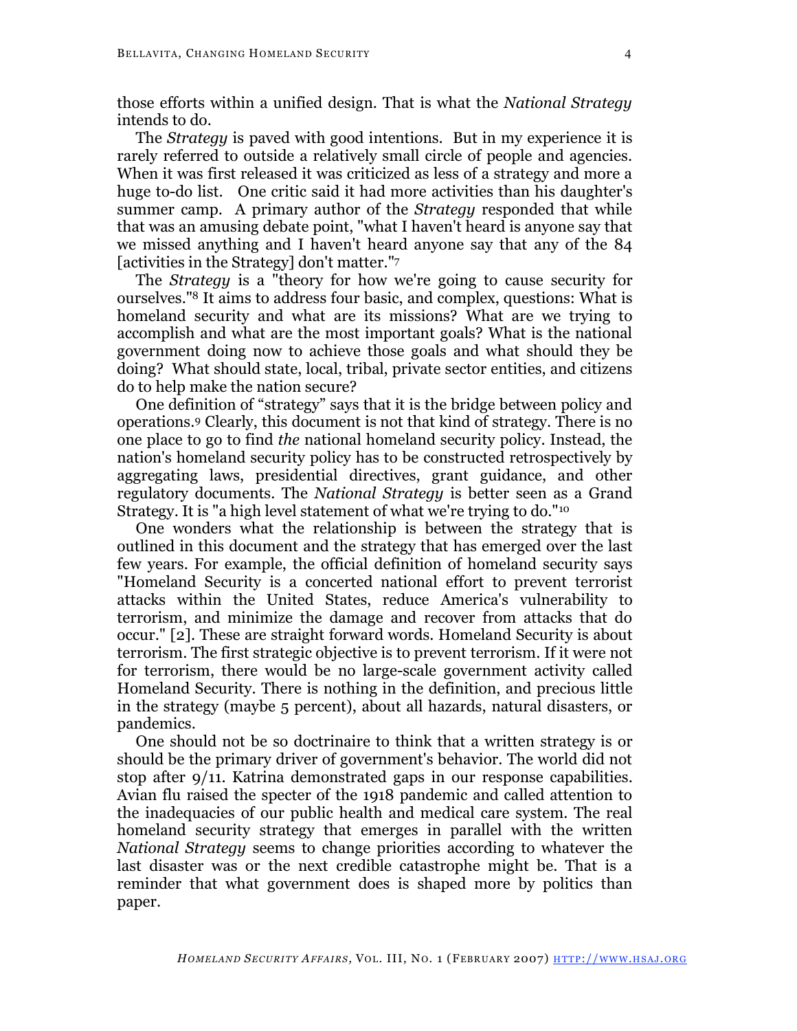those efforts within a unified design. That is what the *National Strategy* intends to do.

The *Strategy* is paved with good intentions. But in my experience it is rarely referred to outside a relatively small circle of people and agencies. When it was first released it was criticized as less of a strategy and more a huge to-do list. One critic said it had more activities than his daughter's summer camp. A primary author of the *Strategy* responded that while that was an amusing debate point, "what I haven't heard is anyone say that we missed anything and I haven't heard anyone say that any of the 84 [activities in the Strategy] don't matter."[7]

The *Strategy* is a "theory for how we're going to cause security for ourselves."[8] It aims to address four basic, and complex, questions: What is homeland security and what are its missions? What are we trying to accomplish and what are the most important goals? What is the national government doing now to achieve those goals and what should they be doing? What should state, local, tribal, private sector entities, and citizens do to help make the nation secure?

One definition of "strategy" says that it is the bridge between policy and operations.[9] Clearly, this document is not that kind of strategy. There is no one place to go to find *the* national homeland security policy. Instead, the nation's homeland security policy has to be constructed retrospectively by aggregating laws, presidential directives, grant guidance, and other regulatory documents. The *National Strategy* is better seen as a Grand Strategy. It is "a high level statement of what we're trying to do."[10]

One wonders what the relationship is between the strategy that is outlined in this document and the strategy that has emerged over the last few years. For example, the official definition of homeland security says "Homeland Security is a concerted national effort to prevent terrorist attacks within the United States, reduce America's vulnerability to terrorism, and minimize the damage and recover from attacks that do occur." [2]. These are straight forward words. Homeland Security is about terrorism. The first strategic objective is to prevent terrorism. If it were not for terrorism, there would be no large-scale government activity called Homeland Security. There is nothing in the definition, and precious little in the strategy (maybe 5 percent), about all hazards, natural disasters, or pandemics.

One should not be so doctrinaire to think that a written strategy is or should be the primary driver of government's behavior. The world did not stop after 9/11. Katrina demonstrated gaps in our response capabilities. Avian flu raised the specter of the 1918 pandemic and called attention to the inadequacies of our public health and medical care system. The real homeland security strategy that emerges in parallel with the written *National Strategy* seems to change priorities according to whatever the last disaster was or the next credible catastrophe might be. That is a reminder that what government does is shaped more by politics than paper.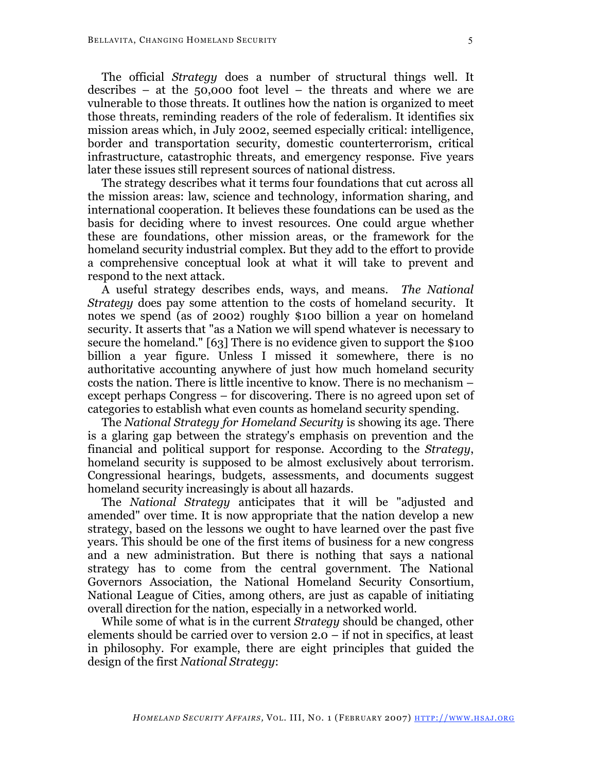The official *Strategy* does a number of structural things well. It describes – at the 50,000 foot level – the threats and where we are vulnerable to those threats. It outlines how the nation is organized to meet those threats, reminding readers of the role of federalism. It identifies six mission areas which, in July 2002, seemed especially critical: intelligence, border and transportation security, domestic counterterrorism, critical infrastructure, catastrophic threats, and emergency response. Five years later these issues still represent sources of national distress.

The strategy describes what it terms four foundations that cut across all the mission areas: law, science and technology, information sharing, and international cooperation. It believes these foundations can be used as the basis for deciding where to invest resources. One could argue whether these are foundations, other mission areas, or the framework for the homeland security industrial complex. But they add to the effort to provide a comprehensive conceptual look at what it will take to prevent and respond to the next attack.

A useful strategy describes ends, ways, and means. *The National Strategy* does pay some attention to the costs of homeland security. It notes we spend (as of 2002) roughly $100 billion a year on homeland security. It asserts that "as a Nation we will spend whatever is necessary to secure the homeland." [63] There is no evidence given to support the $100 billion a year figure. Unless I missed it somewhere, there is no authoritative accounting anywhere of just how much homeland security costs the nation. There is little incentive to know. There is no mechanism – except perhaps Congress – for discovering. There is no agreed upon set of categories to establish what even counts as homeland security spending.

The *National Strategy for Homeland Security* is showing its age. There is a glaring gap between the strategy's emphasis on prevention and the financial and political support for response. According to the *Strategy*, homeland security is supposed to be almost exclusively about terrorism. Congressional hearings, budgets, assessments, and documents suggest homeland security increasingly is about all hazards.

The *National Strategy* anticipates that it will be "adjusted and amended" over time. It is now appropriate that the nation develop a new strategy, based on the lessons we ought to have learned over the past five years. This should be one of the first items of business for a new congress and a new administration. But there is nothing that says a national strategy has to come from the central government. The National Governors Association, the National Homeland Security Consortium, National League of Cities, among others, are just as capable of initiating overall direction for the nation, especially in a networked world.

While some of what is in the current *Strategy* should be changed, other elements should be carried over to version 2.0 – if not in specifics, at least in philosophy. For example, there are eight principles that guided the design of the first *National Strategy*: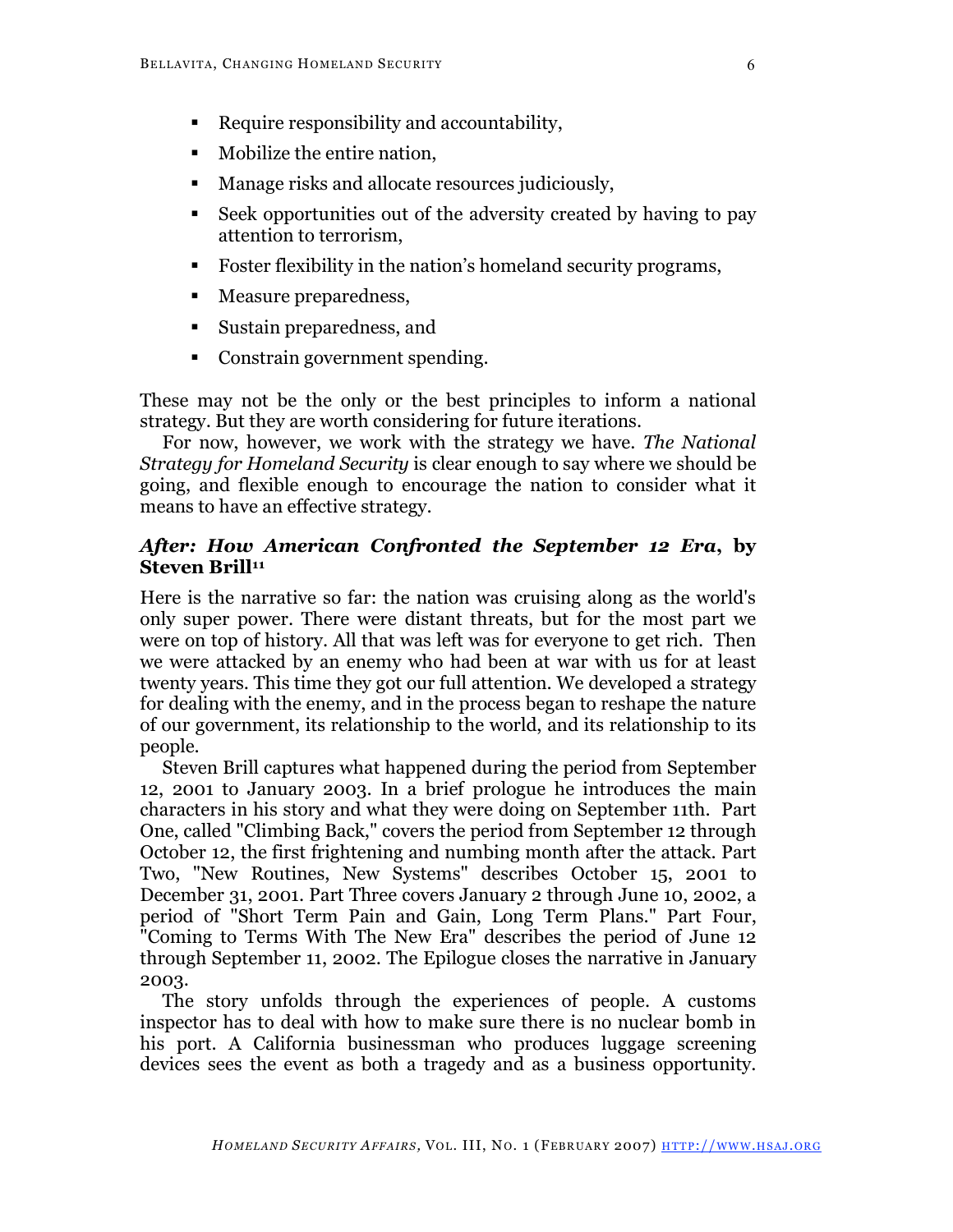- Require responsibility and accountability,
- Mobilize the entire nation,
- Manage risks and allocate resources judiciously,
- Seek opportunities out of the adversity created by having to pay attention to terrorism,
- Foster flexibility in the nation's homeland security programs,
- Measure preparedness,
- Sustain preparedness, and
- Constrain government spending.

These may not be the only or the best principles to inform a national strategy. But they are worth considering for future iterations.

For now, however, we work with the strategy we have. *The National Strategy for Homeland Security* is clear enough to say where we should be going, and flexible enough to encourage the nation to consider what it means to have an effective strategy.

### *After: How American Confronted the September 12 Era*, by Steven Brill[11]

Here is the narrative so far: the nation was cruising along as the world's only super power. There were distant threats, but for the most part we were on top of history. All that was left was for everyone to get rich. Then we were attacked by an enemy who had been at war with us for at least twenty years. This time they got our full attention. We developed a strategy for dealing with the enemy, and in the process began to reshape the nature of our government, its relationship to the world, and its relationship to its people.

Steven Brill captures what happened during the period from September 12, 2001 to January 2003. In a brief prologue he introduces the main characters in his story and what they were doing on September 11th. Part One, called "Climbing Back," covers the period from September 12 through October 12, the first frightening and numbing month after the attack. Part Two, "New Routines, New Systems" describes October 15, 2001 to December 31, 2001. Part Three covers January 2 through June 10, 2002, a period of "Short Term Pain and Gain, Long Term Plans." Part Four, "Coming to Terms With The New Era" describes the period of June 12 through September 11, 2002. The Epilogue closes the narrative in January 2003.

The story unfolds through the experiences of people. A customs inspector has to deal with how to make sure there is no nuclear bomb in his port. A California businessman who produces luggage screening devices sees the event as both a tragedy and as a business opportunity.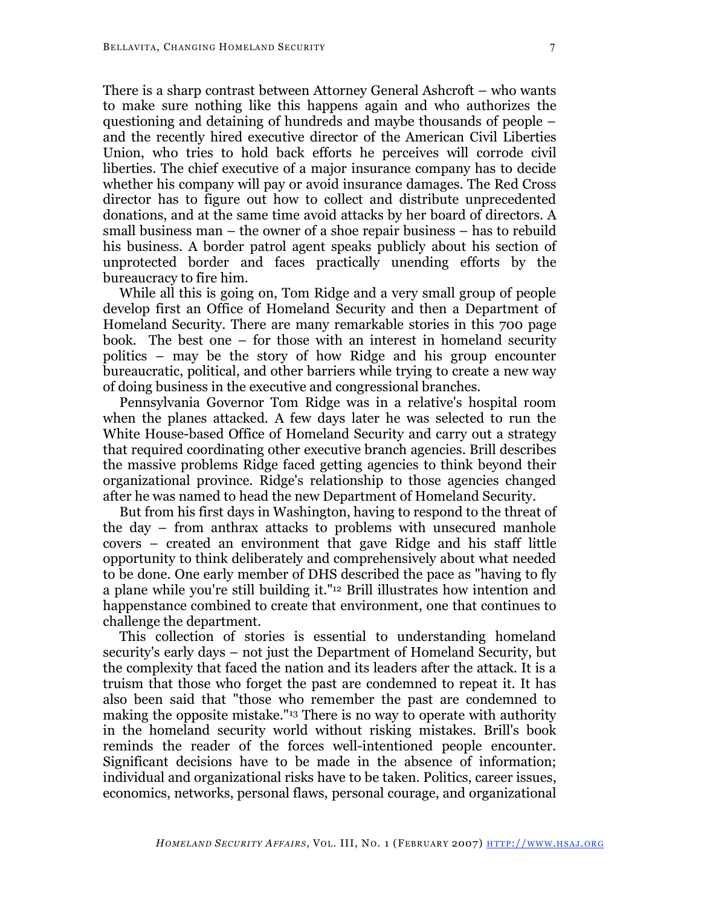There is a sharp contrast between Attorney General Ashcroft – who wants to make sure nothing like this happens again and who authorizes the questioning and detaining of hundreds and maybe thousands of people – and the recently hired executive director of the American Civil Liberties Union, who tries to hold back efforts he perceives will corrode civil liberties. The chief executive of a major insurance company has to decide whether his company will pay or avoid insurance damages. The Red Cross director has to figure out how to collect and distribute unprecedented donations, and at the same time avoid attacks by her board of directors. A small business man – the owner of a shoe repair business – has to rebuild his business. A border patrol agent speaks publicly about his section of unprotected border and faces practically unending efforts by the bureaucracy to fire him.

While all this is going on, Tom Ridge and a very small group of people develop first an Office of Homeland Security and then a Department of Homeland Security. There are many remarkable stories in this 700 page book. The best one – for those with an interest in homeland security politics – may be the story of how Ridge and his group encounter bureaucratic, political, and other barriers while trying to create a new way of doing business in the executive and congressional branches.

Pennsylvania Governor Tom Ridge was in a relative's hospital room when the planes attacked. A few days later he was selected to run the White House-based Office of Homeland Security and carry out a strategy that required coordinating other executive branch agencies. Brill describes the massive problems Ridge faced getting agencies to think beyond their organizational province. Ridge's relationship to those agencies changed after he was named to head the new Department of Homeland Security.

But from his first days in Washington, having to respond to the threat of the day – from anthrax attacks to problems with unsecured manhole covers – created an environment that gave Ridge and his staff little opportunity to think deliberately and comprehensively about what needed to be done. One early member of DHS described the pace as "having to fly a plane while you're still building it."[12] Brill illustrates how intention and happenstance combined to create that environment, one that continues to challenge the department.

This collection of stories is essential to understanding homeland security's early days – not just the Department of Homeland Security, but the complexity that faced the nation and its leaders after the attack. It is a truism that those who forget the past are condemned to repeat it. It has also been said that "those who remember the past are condemned to making the opposite mistake."[13] There is no way to operate with authority in the homeland security world without risking mistakes. Brill's book reminds the reader of the forces well-intentioned people encounter. Significant decisions have to be made in the absence of information; individual and organizational risks have to be taken. Politics, career issues, economics, networks, personal flaws, personal courage, and organizational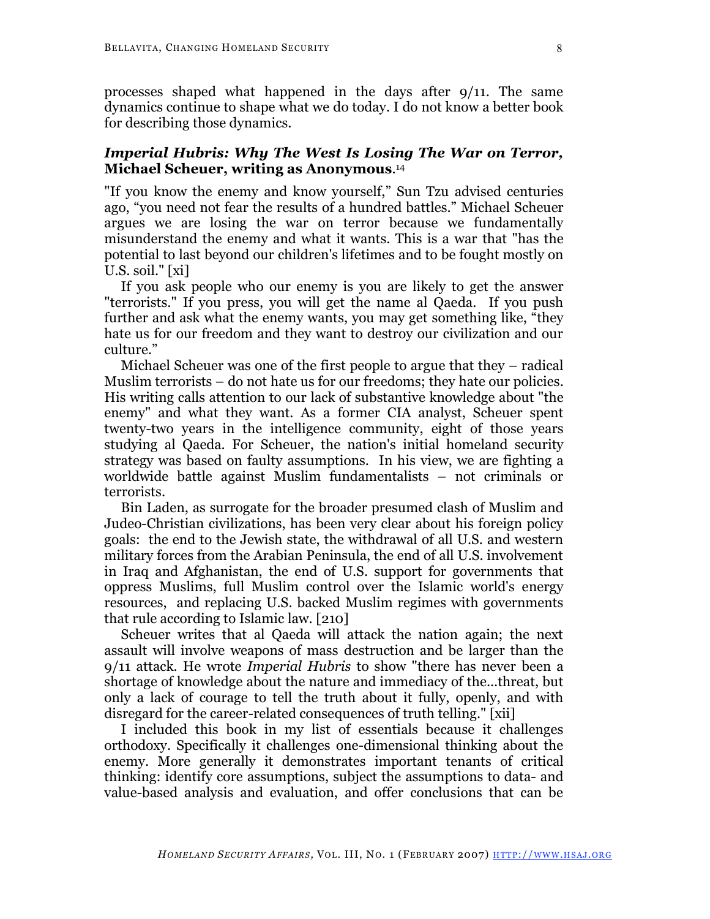processes shaped what happened in the days after 9/11. The same dynamics continue to shape what we do today. I do not know a better book for describing those dynamics.

### *Imperial Hubris: Why The West Is Losing The War on Terror,* Michael Scheuer, writing as Anonymous.[14]

"If you know the enemy and know yourself," Sun Tzu advised centuries ago, "you need not fear the results of a hundred battles." Michael Scheuer argues we are losing the war on terror because we fundamentally misunderstand the enemy and what it wants. This is a war that "has the potential to last beyond our children's lifetimes and to be fought mostly on U.S. soil." [xi]

If you ask people who our enemy is you are likely to get the answer "terrorists." If you press, you will get the name al Qaeda. If you push further and ask what the enemy wants, you may get something like, "they hate us for our freedom and they want to destroy our civilization and our culture."

Michael Scheuer was one of the first people to argue that they – radical Muslim terrorists – do not hate us for our freedoms; they hate our policies. His writing calls attention to our lack of substantive knowledge about "the enemy" and what they want. As a former CIA analyst, Scheuer spent twenty-two years in the intelligence community, eight of those years studying al Qaeda. For Scheuer, the nation's initial homeland security strategy was based on faulty assumptions. In his view, we are fighting a worldwide battle against Muslim fundamentalists – not criminals or terrorists.

Bin Laden, as surrogate for the broader presumed clash of Muslim and Judeo-Christian civilizations, has been very clear about his foreign policy goals: the end to the Jewish state, the withdrawal of all U.S. and western military forces from the Arabian Peninsula, the end of all U.S. involvement in Iraq and Afghanistan, the end of U.S. support for governments that oppress Muslims, full Muslim control over the Islamic world's energy resources, and replacing U.S. backed Muslim regimes with governments that rule according to Islamic law. [210]

Scheuer writes that al Qaeda will attack the nation again; the next assault will involve weapons of mass destruction and be larger than the 9/11 attack. He wrote *Imperial Hubris* to show "there has never been a shortage of knowledge about the nature and immediacy of the…threat, but only a lack of courage to tell the truth about it fully, openly, and with disregard for the career-related consequences of truth telling." [xii]

I included this book in my list of essentials because it challenges orthodoxy. Specifically it challenges one-dimensional thinking about the enemy. More generally it demonstrates important tenants of critical thinking: identify core assumptions, subject the assumptions to data- and value-based analysis and evaluation, and offer conclusions that can be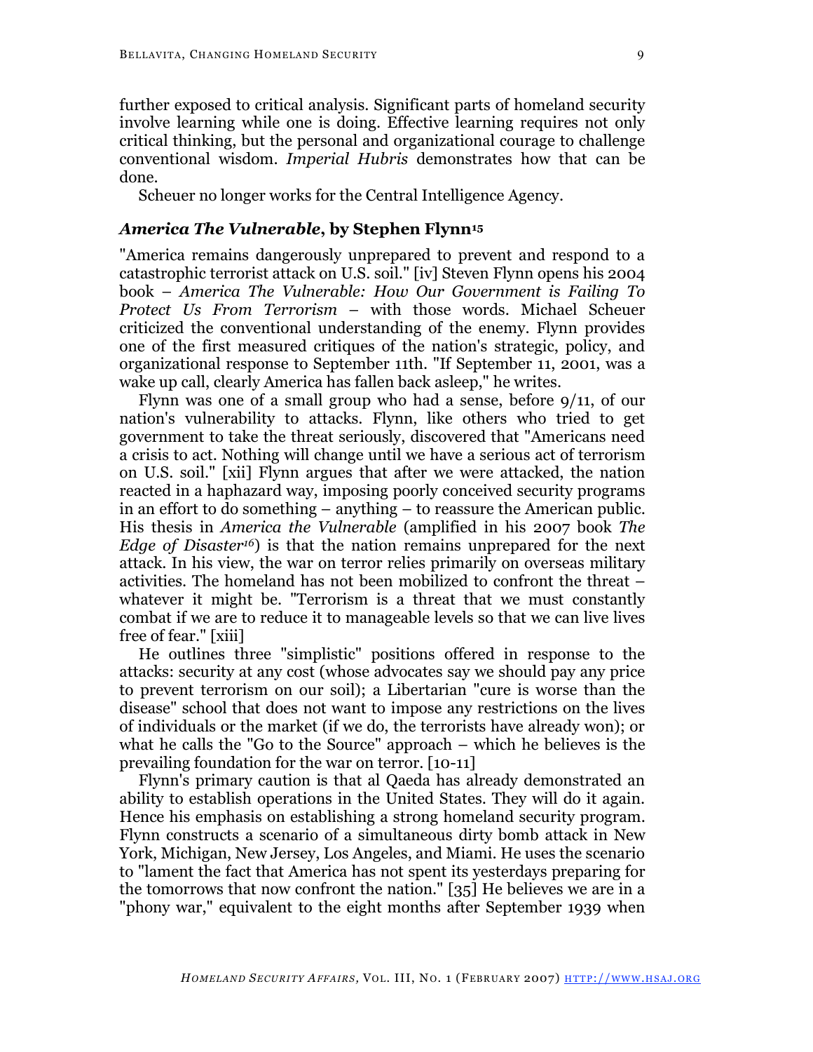further exposed to critical analysis. Significant parts of homeland security involve learning while one is doing. Effective learning requires not only critical thinking, but the personal and organizational courage to challenge conventional wisdom. *Imperial Hubris* demonstrates how that can be done.

Scheuer no longer works for the Central Intelligence Agency.

### *America The Vulnerable*, by Stephen Flynn[15]

"America remains dangerously unprepared to prevent and respond to a catastrophic terrorist attack on U.S. soil." [iv] Steven Flynn opens his 2004 book – *America The Vulnerable: How Our Government is Failing To Protect Us From Terrorism* – with those words. Michael Scheuer criticized the conventional understanding of the enemy. Flynn provides one of the first measured critiques of the nation's strategic, policy, and organizational response to September 11th. "If September 11, 2001, was a wake up call, clearly America has fallen back asleep," he writes.

Flynn was one of a small group who had a sense, before 9/11, of our nation's vulnerability to attacks. Flynn, like others who tried to get government to take the threat seriously, discovered that "Americans need a crisis to act. Nothing will change until we have a serious act of terrorism on U.S. soil." [xii] Flynn argues that after we were attacked, the nation reacted in a haphazard way, imposing poorly conceived security programs in an effort to do something – anything – to reassure the American public. His thesis in *America the Vulnerable* (amplified in his 2007 book *The Edge of Disaster*[16]) is that the nation remains unprepared for the next attack. In his view, the war on terror relies primarily on overseas military activities. The homeland has not been mobilized to confront the threat – whatever it might be. "Terrorism is a threat that we must constantly combat if we are to reduce it to manageable levels so that we can live lives free of fear." [xiii]

He outlines three "simplistic" positions offered in response to the attacks: security at any cost (whose advocates say we should pay any price to prevent terrorism on our soil); a Libertarian "cure is worse than the disease" school that does not want to impose any restrictions on the lives of individuals or the market (if we do, the terrorists have already won); or what he calls the "Go to the Source" approach – which he believes is the prevailing foundation for the war on terror. [10-11]

Flynn's primary caution is that al Qaeda has already demonstrated an ability to establish operations in the United States. They will do it again. Hence his emphasis on establishing a strong homeland security program. Flynn constructs a scenario of a simultaneous dirty bomb attack in New York, Michigan, New Jersey, Los Angeles, and Miami. He uses the scenario to "lament the fact that America has not spent its yesterdays preparing for the tomorrows that now confront the nation." [35] He believes we are in a "phony war," equivalent to the eight months after September 1939 when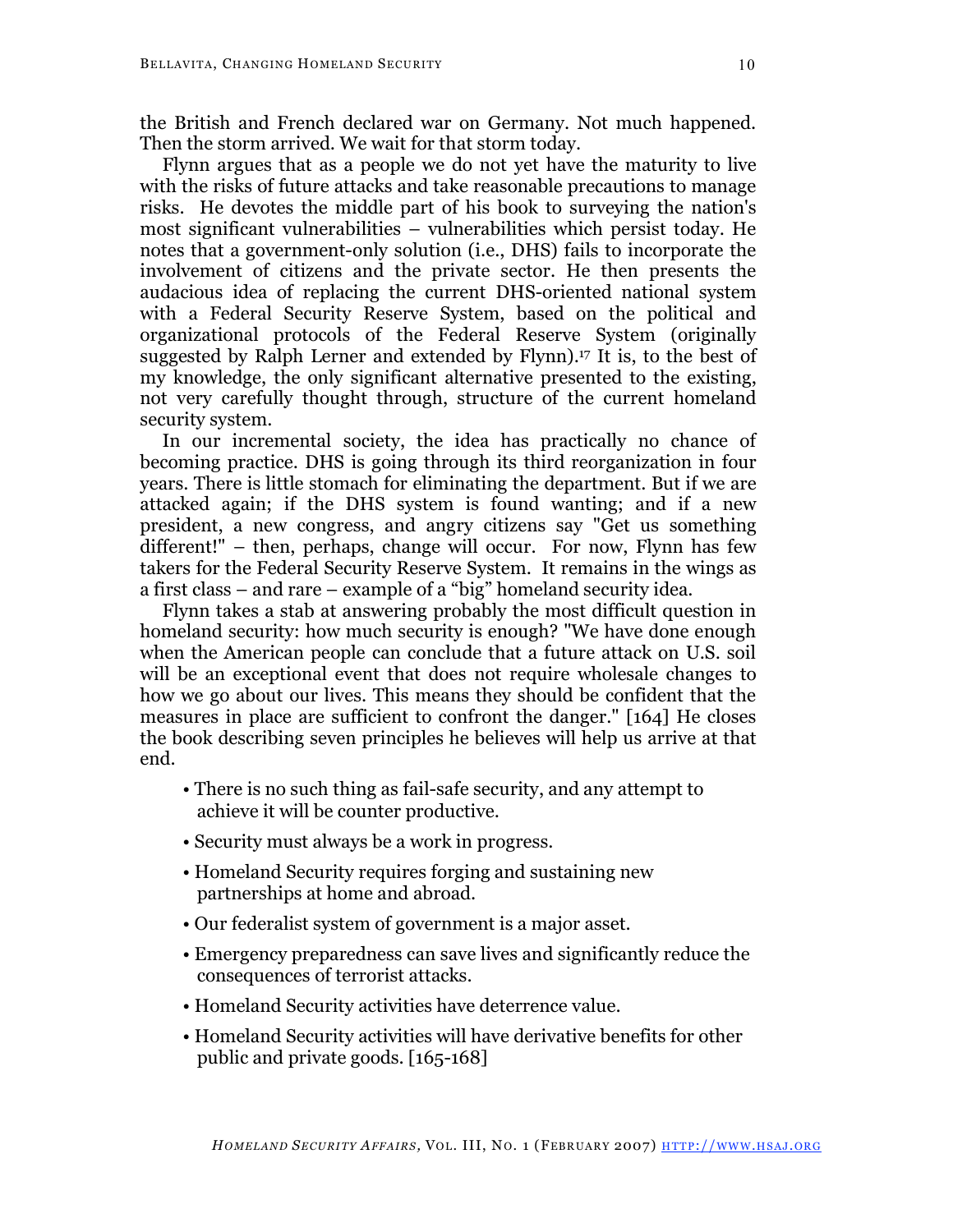the British and French declared war on Germany. Not much happened. Then the storm arrived. We wait for that storm today.

Flynn argues that as a people we do not yet have the maturity to live with the risks of future attacks and take reasonable precautions to manage risks. He devotes the middle part of his book to surveying the nation's most significant vulnerabilities – vulnerabilities which persist today. He notes that a government-only solution (i.e., DHS) fails to incorporate the involvement of citizens and the private sector. He then presents the audacious idea of replacing the current DHS-oriented national system with a Federal Security Reserve System, based on the political and organizational protocols of the Federal Reserve System (originally suggested by Ralph Lerner and extended by Flynn).[17] It is, to the best of my knowledge, the only significant alternative presented to the existing, not very carefully thought through, structure of the current homeland security system.

In our incremental society, the idea has practically no chance of becoming practice. DHS is going through its third reorganization in four years. There is little stomach for eliminating the department. But if we are attacked again; if the DHS system is found wanting; and if a new president, a new congress, and angry citizens say "Get us something different!" – then, perhaps, change will occur. For now, Flynn has few takers for the Federal Security Reserve System. It remains in the wings as a first class – and rare – example of a "big" homeland security idea.

Flynn takes a stab at answering probably the most difficult question in homeland security: how much security is enough? "We have done enough when the American people can conclude that a future attack on U.S. soil will be an exceptional event that does not require wholesale changes to how we go about our lives. This means they should be confident that the measures in place are sufficient to confront the danger." [164] He closes the book describing seven principles he believes will help us arrive at that end.

- There is no such thing as fail-safe security, and any attempt to achieve it will be counter productive.
- Security must always be a work in progress.
- Homeland Security requires forging and sustaining new partnerships at home and abroad.
- Our federalist system of government is a major asset.
- Emergency preparedness can save lives and significantly reduce the consequences of terrorist attacks.
- Homeland Security activities have deterrence value.
- Homeland Security activities will have derivative benefits for other public and private goods. [165-168]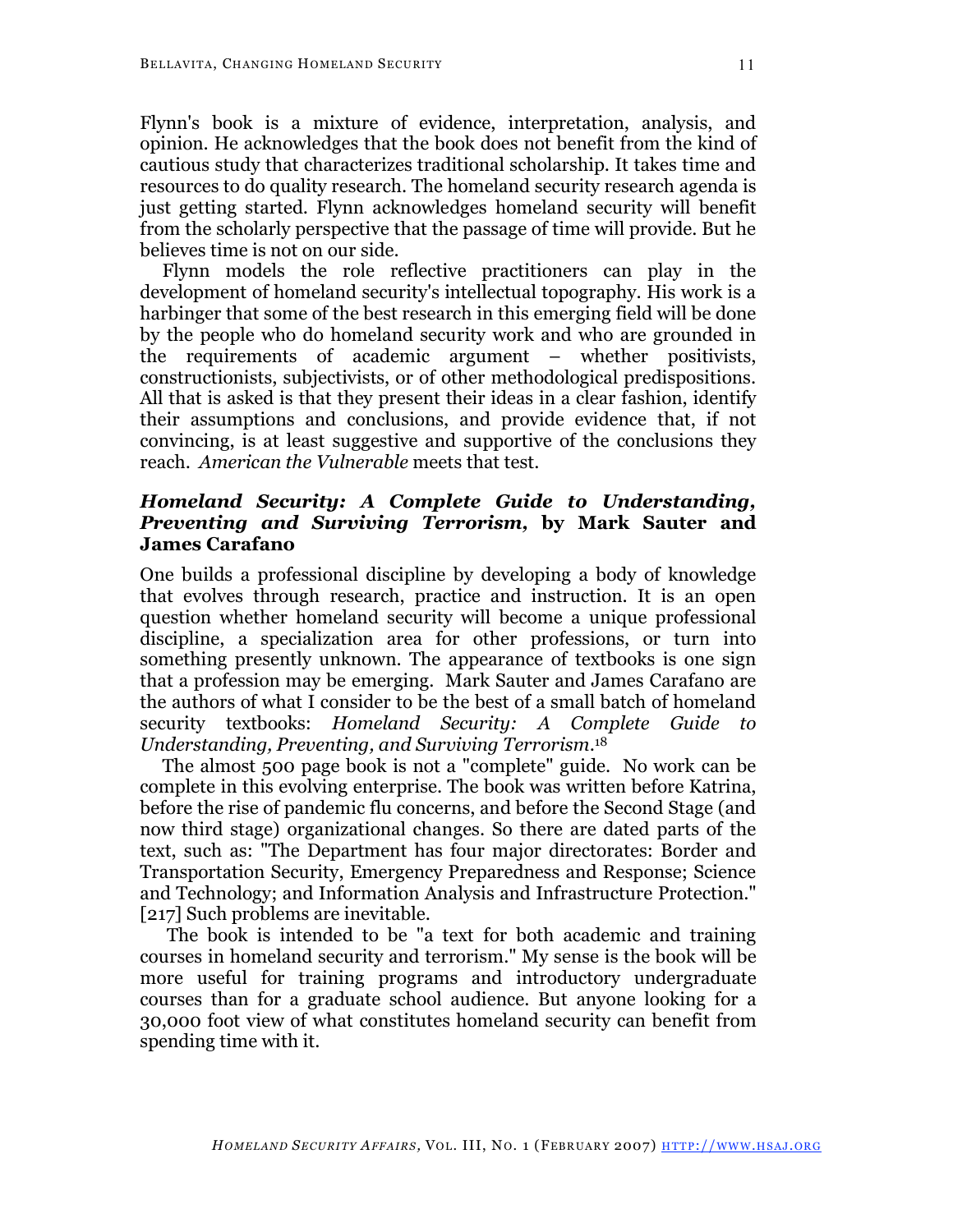Flynn's book is a mixture of evidence, interpretation, analysis, and opinion. He acknowledges that the book does not benefit from the kind of cautious study that characterizes traditional scholarship. It takes time and resources to do quality research. The homeland security research agenda is just getting started. Flynn acknowledges homeland security will benefit from the scholarly perspective that the passage of time will provide. But he believes time is not on our side.

Flynn models the role reflective practitioners can play in the development of homeland security's intellectual topography. His work is a harbinger that some of the best research in this emerging field will be done by the people who do homeland security work and who are grounded in the requirements of academic argument – whether positivists, constructionists, subjectivists, or of other methodological predispositions. All that is asked is that they present their ideas in a clear fashion, identify their assumptions and conclusions, and provide evidence that, if not convincing, is at least suggestive and supportive of the conclusions they reach. *American the Vulnerable* meets that test.

### *Homeland Security: A Complete Guide to Understanding, Preventing and Surviving Terrorism,* by Mark Sauter and James Carafano

One builds a professional discipline by developing a body of knowledge that evolves through research, practice and instruction. It is an open question whether homeland security will become a unique professional discipline, a specialization area for other professions, or turn into something presently unknown. The appearance of textbooks is one sign that a profession may be emerging. Mark Sauter and James Carafano are the authors of what I consider to be the best of a small batch of homeland security textbooks: *Homeland Security: A Complete Guide to Understanding, Preventing, and Surviving Terrorism*.[18]

The almost 500 page book is not a "complete" guide. No work can be complete in this evolving enterprise. The book was written before Katrina, before the rise of pandemic flu concerns, and before the Second Stage (and now third stage) organizational changes. So there are dated parts of the text, such as: "The Department has four major directorates: Border and Transportation Security, Emergency Preparedness and Response; Science and Technology; and Information Analysis and Infrastructure Protection." [217] Such problems are inevitable.

The book is intended to be "a text for both academic and training courses in homeland security and terrorism." My sense is the book will be more useful for training programs and introductory undergraduate courses than for a graduate school audience. But anyone looking for a 30,000 foot view of what constitutes homeland security can benefit from spending time with it.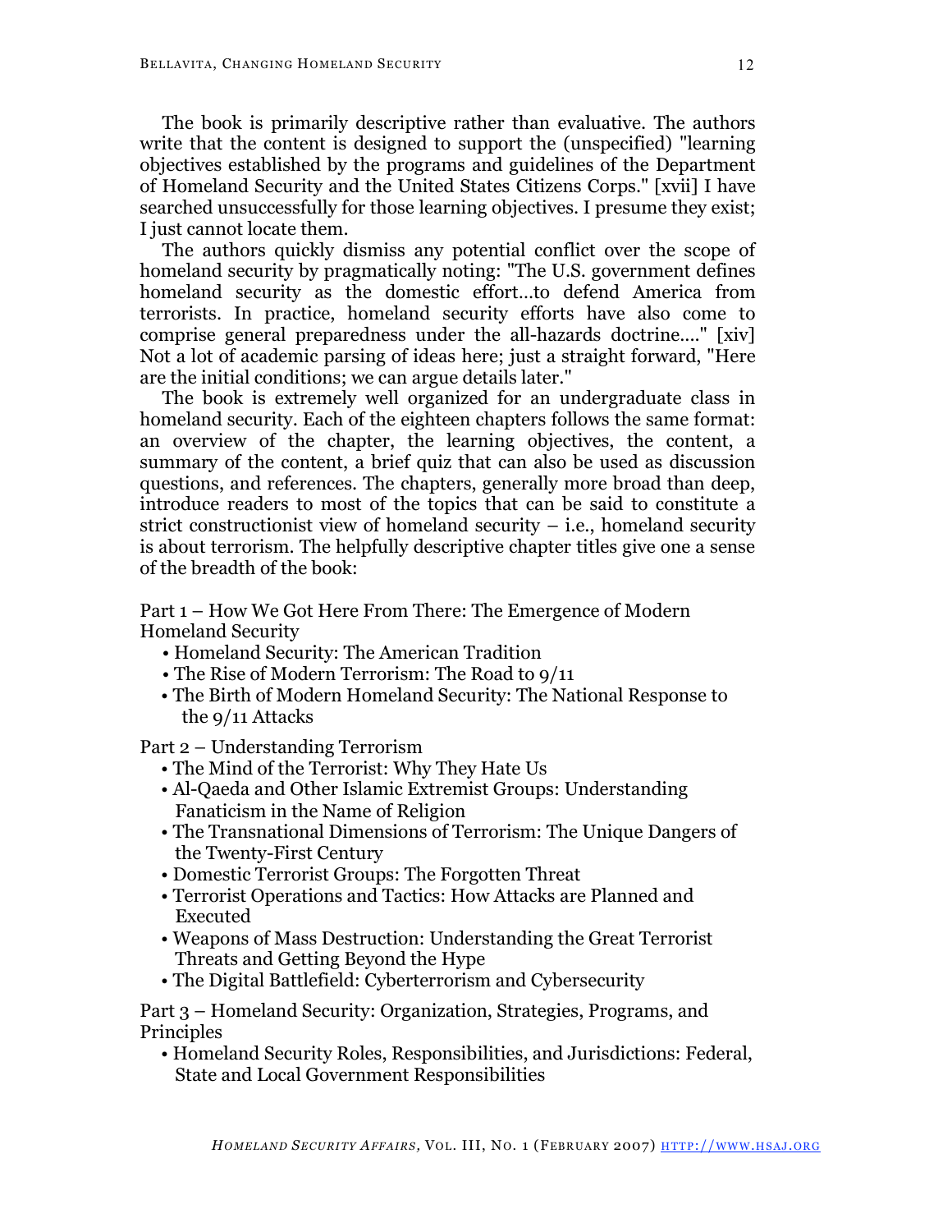The book is primarily descriptive rather than evaluative. The authors write that the content is designed to support the (unspecified) "learning objectives established by the programs and guidelines of the Department of Homeland Security and the United States Citizens Corps." [xvii] I have searched unsuccessfully for those learning objectives. I presume they exist; I just cannot locate them.

The authors quickly dismiss any potential conflict over the scope of homeland security by pragmatically noting: "The U.S. government defines homeland security as the domestic effort…to defend America from terrorists. In practice, homeland security efforts have also come to comprise general preparedness under the all-hazards doctrine…." [xiv] Not a lot of academic parsing of ideas here; just a straight forward, "Here are the initial conditions; we can argue details later."

The book is extremely well organized for an undergraduate class in homeland security. Each of the eighteen chapters follows the same format: an overview of the chapter, the learning objectives, the content, a summary of the content, a brief quiz that can also be used as discussion questions, and references. The chapters, generally more broad than deep, introduce readers to most of the topics that can be said to constitute a strict constructionist view of homeland security – i.e., homeland security is about terrorism. The helpfully descriptive chapter titles give one a sense of the breadth of the book:

Part 1 – How We Got Here From There: The Emergence of Modern Homeland Security

- Homeland Security: The American Tradition
- The Rise of Modern Terrorism: The Road to 9/11
- The Birth of Modern Homeland Security: The National Response to the 9/11 Attacks

Part 2 – Understanding Terrorism

- The Mind of the Terrorist: Why They Hate Us
- Al-Qaeda and Other Islamic Extremist Groups: Understanding Fanaticism in the Name of Religion
- The Transnational Dimensions of Terrorism: The Unique Dangers of the Twenty-First Century
- Domestic Terrorist Groups: The Forgotten Threat
- Terrorist Operations and Tactics: How Attacks are Planned and Executed
- Weapons of Mass Destruction: Understanding the Great Terrorist Threats and Getting Beyond the Hype
- The Digital Battlefield: Cyberterrorism and Cybersecurity

Part 3 – Homeland Security: Organization, Strategies, Programs, and Principles

- Homeland Security Roles, Responsibilities, and Jurisdictions: Federal, State and Local Government Responsibilities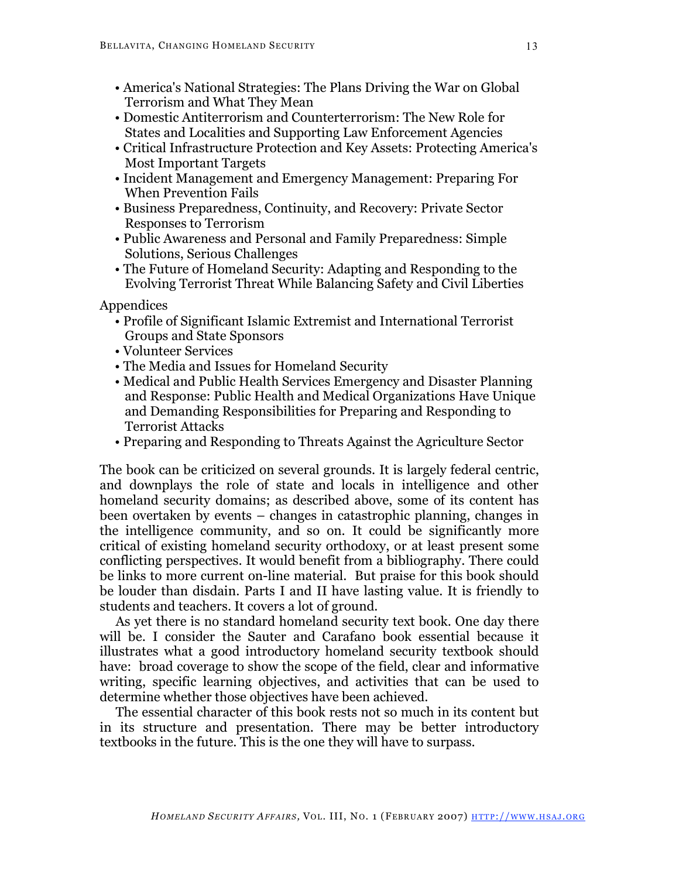- America's National Strategies: The Plans Driving the War on Global Terrorism and What They Mean
- Domestic Antiterrorism and Counterterrorism: The New Role for States and Localities and Supporting Law Enforcement Agencies
- Critical Infrastructure Protection and Key Assets: Protecting America's Most Important Targets
- Incident Management and Emergency Management: Preparing For When Prevention Fails
- Business Preparedness, Continuity, and Recovery: Private Sector Responses to Terrorism
- Public Awareness and Personal and Family Preparedness: Simple Solutions, Serious Challenges
- The Future of Homeland Security: Adapting and Responding to the Evolving Terrorist Threat While Balancing Safety and Civil Liberties

Appendices

- Profile of Significant Islamic Extremist and International Terrorist Groups and State Sponsors
- Volunteer Services
- The Media and Issues for Homeland Security
- Medical and Public Health Services Emergency and Disaster Planning and Response: Public Health and Medical Organizations Have Unique and Demanding Responsibilities for Preparing and Responding to Terrorist Attacks
- Preparing and Responding to Threats Against the Agriculture Sector

The book can be criticized on several grounds. It is largely federal centric, and downplays the role of state and locals in intelligence and other homeland security domains; as described above, some of its content has been overtaken by events – changes in catastrophic planning, changes in the intelligence community, and so on. It could be significantly more critical of existing homeland security orthodoxy, or at least present some conflicting perspectives. It would benefit from a bibliography. There could be links to more current on-line material. But praise for this book should be louder than disdain. Parts I and II have lasting value. It is friendly to students and teachers. It covers a lot of ground.

As yet there is no standard homeland security text book. One day there will be. I consider the Sauter and Carafano book essential because it illustrates what a good introductory homeland security textbook should have: broad coverage to show the scope of the field, clear and informative writing, specific learning objectives, and activities that can be used to determine whether those objectives have been achieved.

The essential character of this book rests not so much in its content but in its structure and presentation. There may be better introductory textbooks in the future. This is the one they will have to surpass.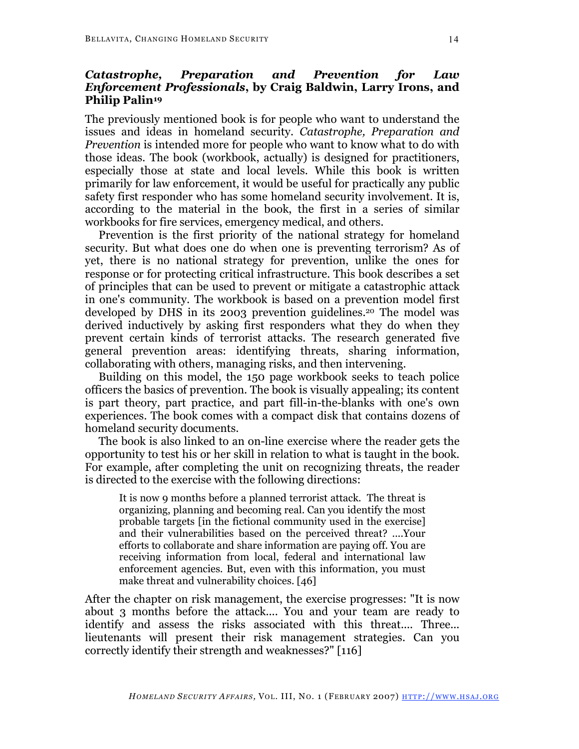### ***Catastrophe, Preparation and Prevention for Law Enforcement Professionals*, by Craig Baldwin, Larry Irons, and Philip Palin[19]**

The previously mentioned book is for people who want to understand the issues and ideas in homeland security. *Catastrophe, Preparation and Prevention* is intended more for people who want to know what to do with those ideas. The book (workbook, actually) is designed for practitioners, especially those at state and local levels. While this book is written primarily for law enforcement, it would be useful for practically any public safety first responder who has some homeland security involvement. It is, according to the material in the book, the first in a series of similar workbooks for fire services, emergency medical, and others.

Prevention is the first priority of the national strategy for homeland security. But what does one do when one is preventing terrorism? As of yet, there is no national strategy for prevention, unlike the ones for response or for protecting critical infrastructure. This book describes a set of principles that can be used to prevent or mitigate a catastrophic attack in one's community. The workbook is based on a prevention model first developed by DHS in its 2003 prevention guidelines.[20] The model was derived inductively by asking first responders what they do when they prevent certain kinds of terrorist attacks. The research generated five general prevention areas: identifying threats, sharing information, collaborating with others, managing risks, and then intervening.

Building on this model, the 150 page workbook seeks to teach police officers the basics of prevention. The book is visually appealing; its content is part theory, part practice, and part fill-in-the-blanks with one's own experiences. The book comes with a compact disk that contains dozens of homeland security documents.

The book is also linked to an on-line exercise where the reader gets the opportunity to test his or her skill in relation to what is taught in the book. For example, after completing the unit on recognizing threats, the reader is directed to the exercise with the following directions:

> It is now 9 months before a planned terrorist attack. The threat is organizing, planning and becoming real. Can you identify the most probable targets [in the fictional community used in the exercise] and their vulnerabilities based on the perceived threat? ....Your efforts to collaborate and share information are paying off. You are receiving information from local, federal and international law enforcement agencies. But, even with this information, you must make threat and vulnerability choices. [46]

After the chapter on risk management, the exercise progresses: "It is now about 3 months before the attack.... You and your team are ready to identify and assess the risks associated with this threat.... Three... lieutenants will present their risk management strategies. Can you correctly identify their strength and weaknesses?" [116]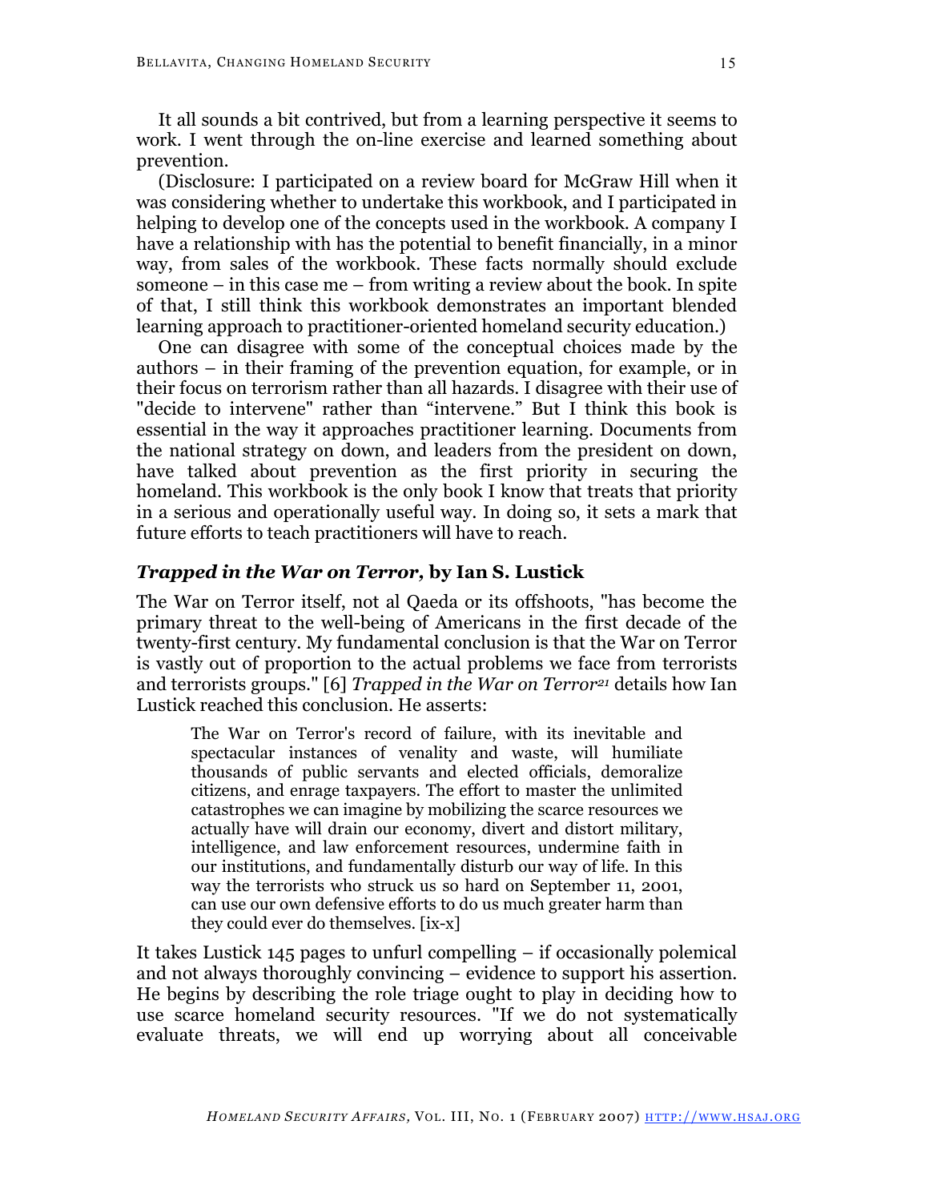It all sounds a bit contrived, but from a learning perspective it seems to work. I went through the on-line exercise and learned something about prevention.

(Disclosure: I participated on a review board for McGraw Hill when it was considering whether to undertake this workbook, and I participated in helping to develop one of the concepts used in the workbook. A company I have a relationship with has the potential to benefit financially, in a minor way, from sales of the workbook. These facts normally should exclude someone – in this case me – from writing a review about the book. In spite of that, I still think this workbook demonstrates an important blended learning approach to practitioner-oriented homeland security education.)

One can disagree with some of the conceptual choices made by the authors – in their framing of the prevention equation, for example, or in their focus on terrorism rather than all hazards. I disagree with their use of "decide to intervene" rather than "intervene." But I think this book is essential in the way it approaches practitioner learning. Documents from the national strategy on down, and leaders from the president on down, have talked about prevention as the first priority in securing the homeland. This workbook is the only book I know that treats that priority in a serious and operationally useful way. In doing so, it sets a mark that future efforts to teach practitioners will have to reach.

### *Trapped in the War on Terror,* by Ian S. Lustick

The War on Terror itself, not al Qaeda or its offshoots, "has become the primary threat to the well-being of Americans in the first decade of the twenty-first century. My fundamental conclusion is that the War on Terror is vastly out of proportion to the actual problems we face from terrorists and terrorists groups." [6] *Trapped in the War on Terror*[21] details how Ian Lustick reached this conclusion. He asserts:

> The War on Terror's record of failure, with its inevitable and spectacular instances of venality and waste, will humiliate thousands of public servants and elected officials, demoralize citizens, and enrage taxpayers. The effort to master the unlimited catastrophes we can imagine by mobilizing the scarce resources we actually have will drain our economy, divert and distort military, intelligence, and law enforcement resources, undermine faith in our institutions, and fundamentally disturb our way of life. In this way the terrorists who struck us so hard on September 11, 2001, can use our own defensive efforts to do us much greater harm than they could ever do themselves. [ix-x]

It takes Lustick 145 pages to unfurl compelling – if occasionally polemical and not always thoroughly convincing – evidence to support his assertion. He begins by describing the role triage ought to play in deciding how to use scarce homeland security resources. "If we do not systematically evaluate threats, we will end up worrying about all conceivable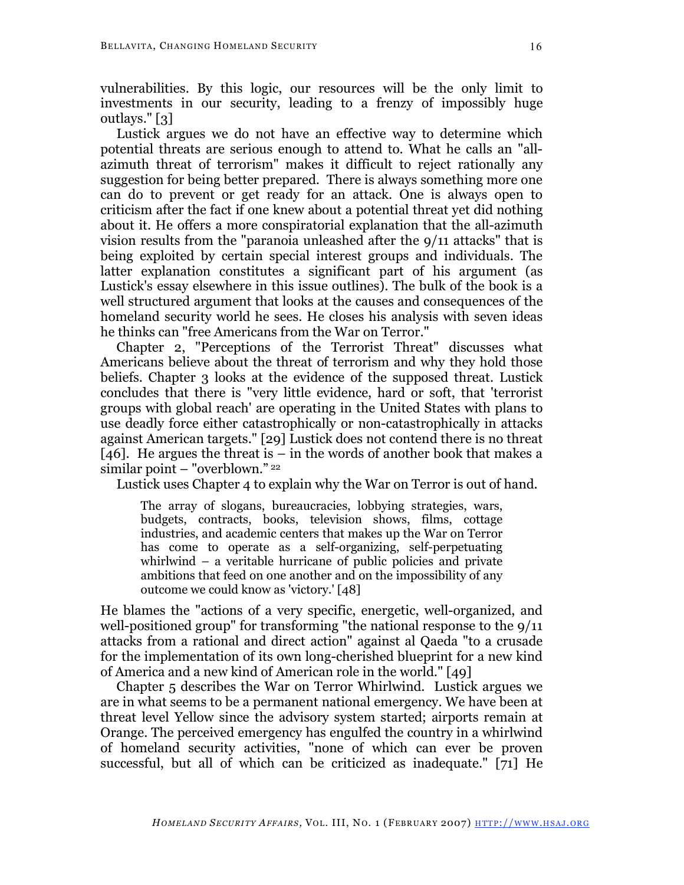vulnerabilities. By this logic, our resources will be the only limit to investments in our security, leading to a frenzy of impossibly huge outlays." [3]

Lustick argues we do not have an effective way to determine which potential threats are serious enough to attend to. What he calls an "all-azimuth threat of terrorism" makes it difficult to reject rationally any suggestion for being better prepared. There is always something more one can do to prevent or get ready for an attack. One is always open to criticism after the fact if one knew about a potential threat yet did nothing about it. He offers a more conspiratorial explanation that the all-azimuth vision results from the "paranoia unleashed after the 9/11 attacks" that is being exploited by certain special interest groups and individuals. The latter explanation constitutes a significant part of his argument (as Lustick's essay elsewhere in this issue outlines). The bulk of the book is a well structured argument that looks at the causes and consequences of the homeland security world he sees. He closes his analysis with seven ideas he thinks can "free Americans from the War on Terror."

Chapter 2, "Perceptions of the Terrorist Threat" discusses what Americans believe about the threat of terrorism and why they hold those beliefs. Chapter 3 looks at the evidence of the supposed threat. Lustick concludes that there is "very little evidence, hard or soft, that 'terrorist groups with global reach' are operating in the United States with plans to use deadly force either catastrophically or non-catastrophically in attacks against American targets." [29] Lustick does not contend there is no threat [46]. He argues the threat is – in the words of another book that makes a similar point – "overblown." [22]

Lustick uses Chapter 4 to explain why the War on Terror is out of hand.

> The array of slogans, bureaucracies, lobbying strategies, wars, budgets, contracts, books, television shows, films, cottage industries, and academic centers that makes up the War on Terror has come to operate as a self-organizing, self-perpetuating whirlwind – a veritable hurricane of public policies and private ambitions that feed on one another and on the impossibility of any outcome we could know as 'victory.' [48]

He blames the "actions of a very specific, energetic, well-organized, and well-positioned group" for transforming "the national response to the 9/11 attacks from a rational and direct action" against al Qaeda "to a crusade for the implementation of its own long-cherished blueprint for a new kind of America and a new kind of American role in the world." [49]

Chapter 5 describes the War on Terror Whirlwind. Lustick argues we are in what seems to be a permanent national emergency. We have been at threat level Yellow since the advisory system started; airports remain at Orange. The perceived emergency has engulfed the country in a whirlwind of homeland security activities, "none of which can ever be proven successful, but all of which can be criticized as inadequate." [71] He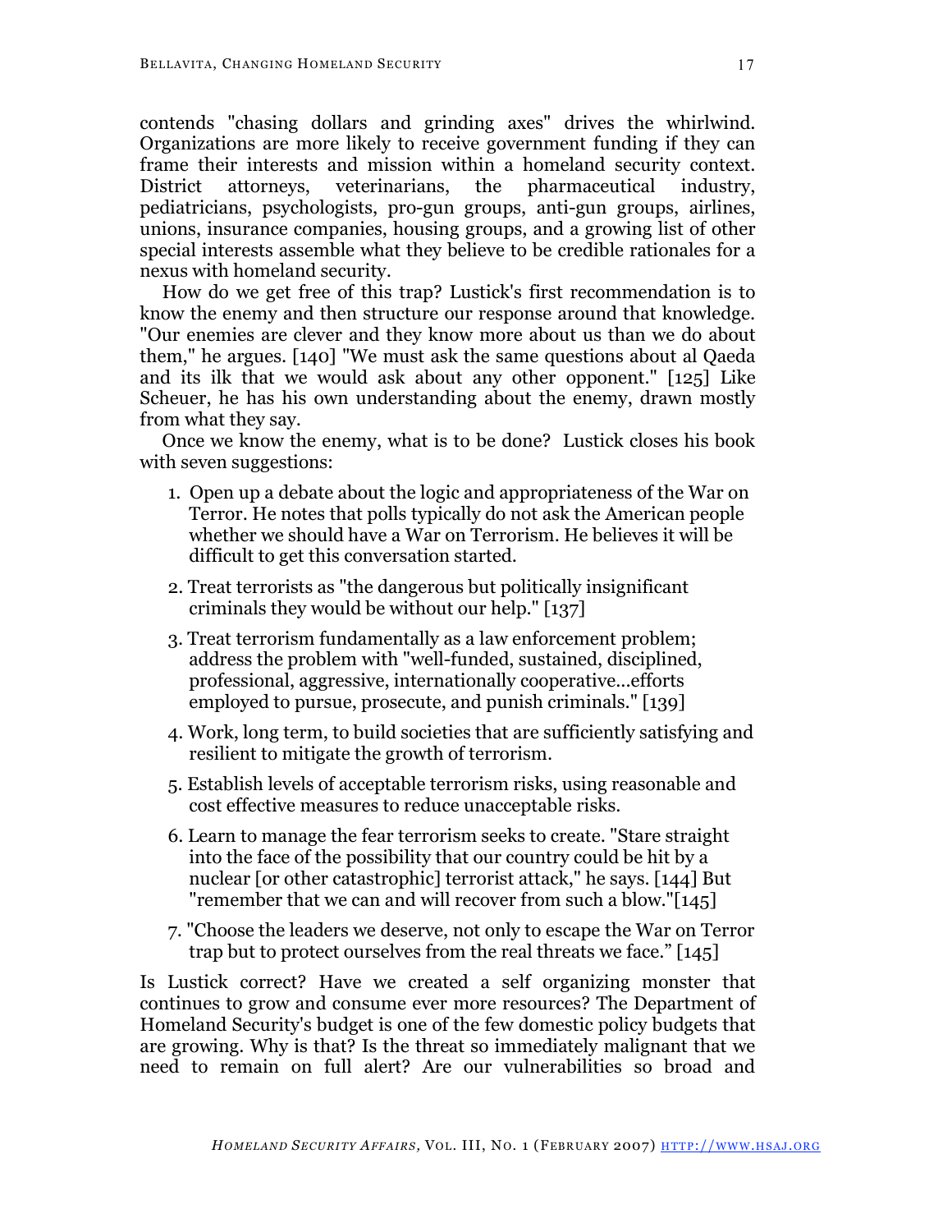contends "chasing dollars and grinding axes" drives the whirlwind. Organizations are more likely to receive government funding if they can frame their interests and mission within a homeland security context. District attorneys, veterinarians, the pharmaceutical industry, pediatricians, psychologists, pro-gun groups, anti-gun groups, airlines, unions, insurance companies, housing groups, and a growing list of other special interests assemble what they believe to be credible rationales for a nexus with homeland security.

How do we get free of this trap? Lustick's first recommendation is to know the enemy and then structure our response around that knowledge. "Our enemies are clever and they know more about us than we do about them," he argues. [140] "We must ask the same questions about al Qaeda and its ilk that we would ask about any other opponent." [125] Like Scheuer, he has his own understanding about the enemy, drawn mostly from what they say.

Once we know the enemy, what is to be done? Lustick closes his book with seven suggestions:

1. Open up a debate about the logic and appropriateness of the War on Terror. He notes that polls typically do not ask the American people whether we should have a War on Terrorism. He believes it will be difficult to get this conversation started.
2. Treat terrorists as "the dangerous but politically insignificant criminals they would be without our help." [137]
3. Treat terrorism fundamentally as a law enforcement problem; address the problem with "well-funded, sustained, disciplined, professional, aggressive, internationally cooperative…efforts employed to pursue, prosecute, and punish criminals." [139]
4. Work, long term, to build societies that are sufficiently satisfying and resilient to mitigate the growth of terrorism.
5. Establish levels of acceptable terrorism risks, using reasonable and cost effective measures to reduce unacceptable risks.
6. Learn to manage the fear terrorism seeks to create. "Stare straight into the face of the possibility that our country could be hit by a nuclear [or other catastrophic] terrorist attack," he says. [144] But "remember that we can and will recover from such a blow."[145]
7. "Choose the leaders we deserve, not only to escape the War on Terror trap but to protect ourselves from the real threats we face." [145]

Is Lustick correct? Have we created a self organizing monster that continues to grow and consume ever more resources? The Department of Homeland Security's budget is one of the few domestic policy budgets that are growing. Why is that? Is the threat so immediately malignant that we need to remain on full alert? Are our vulnerabilities so broad and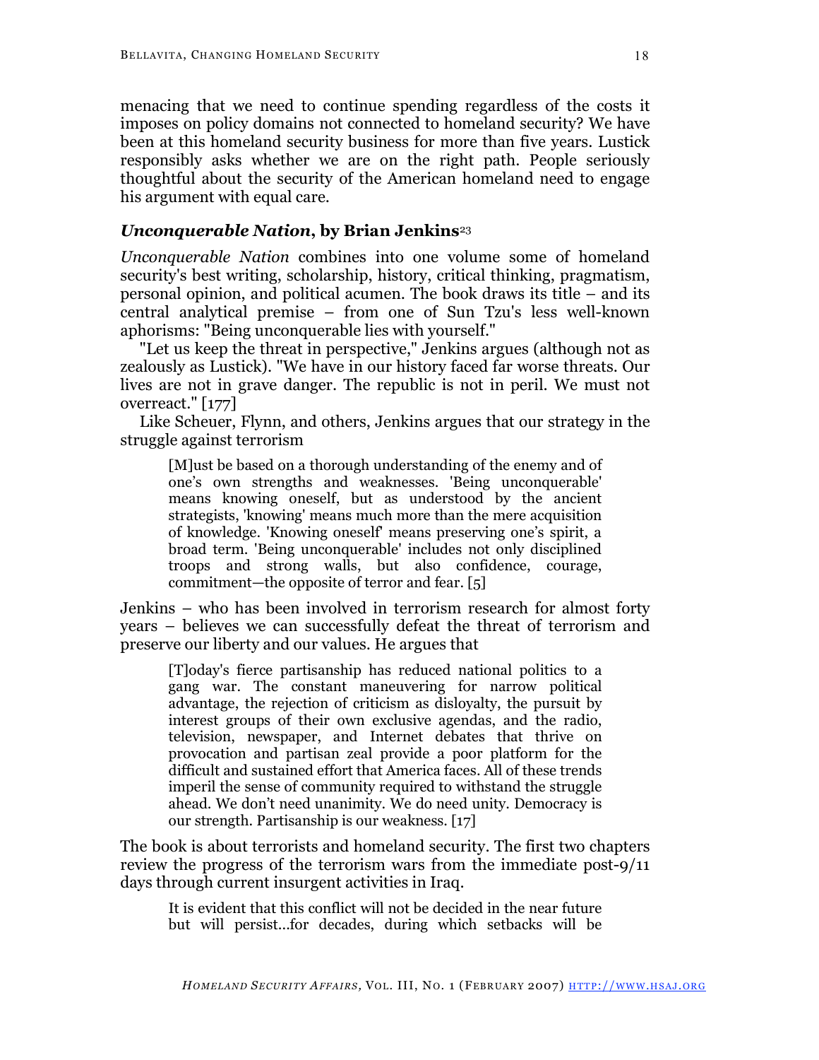menacing that we need to continue spending regardless of the costs it imposes on policy domains not connected to homeland security? We have been at this homeland security business for more than five years. Lustick responsibly asks whether we are on the right path. People seriously thoughtful about the security of the American homeland need to engage his argument with equal care.

### *Unconquerable Nation*, by Brian Jenkins[23]

*Unconquerable Nation* combines into one volume some of homeland security's best writing, scholarship, history, critical thinking, pragmatism, personal opinion, and political acumen. The book draws its title – and its central analytical premise – from one of Sun Tzu's less well-known aphorisms: "Being unconquerable lies with yourself."

"Let us keep the threat in perspective," Jenkins argues (although not as zealously as Lustick). "We have in our history faced far worse threats. Our lives are not in grave danger. The republic is not in peril. We must not overreact." [177]

Like Scheuer, Flynn, and others, Jenkins argues that our strategy in the struggle against terrorism

> [M]ust be based on a thorough understanding of the enemy and of one's own strengths and weaknesses. 'Being unconquerable' means knowing oneself, but as understood by the ancient strategists, 'knowing' means much more than the mere acquisition of knowledge. 'Knowing oneself' means preserving one's spirit, a broad term. 'Being unconquerable' includes not only disciplined troops and strong walls, but also confidence, courage, commitment—the opposite of terror and fear. [5]

Jenkins – who has been involved in terrorism research for almost forty years – believes we can successfully defeat the threat of terrorism and preserve our liberty and our values. He argues that

> [T]oday's fierce partisanship has reduced national politics to a gang war. The constant maneuvering for narrow political advantage, the rejection of criticism as disloyalty, the pursuit by interest groups of their own exclusive agendas, and the radio, television, newspaper, and Internet debates that thrive on provocation and partisan zeal provide a poor platform for the difficult and sustained effort that America faces. All of these trends imperil the sense of community required to withstand the struggle ahead. We don't need unanimity. We do need unity. Democracy is our strength. Partisanship is our weakness. [17]

The book is about terrorists and homeland security. The first two chapters review the progress of the terrorism wars from the immediate post-9/11 days through current insurgent activities in Iraq.

> It is evident that this conflict will not be decided in the near future but will persist…for decades, during which setbacks will be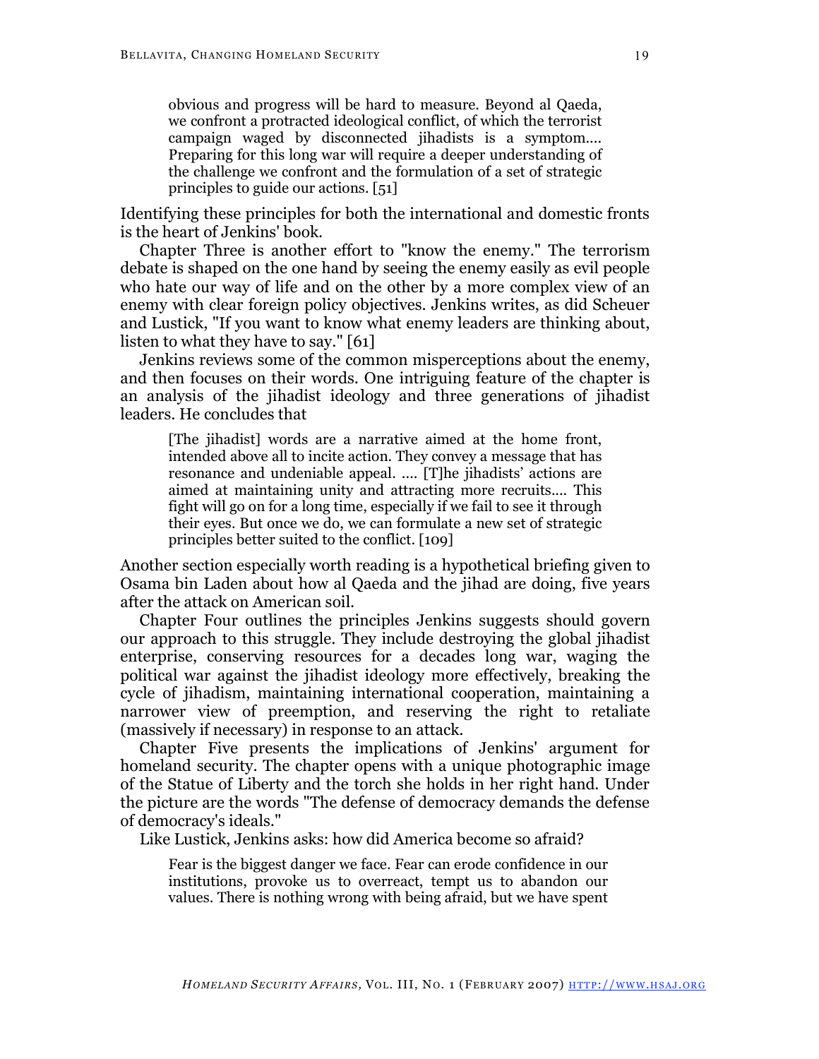> obvious and progress will be hard to measure. Beyond al Qaeda, we confront a protracted ideological conflict, of which the terrorist campaign waged by disconnected jihadists is a symptom.... Preparing for this long war will require a deeper understanding of the challenge we confront and the formulation of a set of strategic principles to guide our actions. [51]

Identifying these principles for both the international and domestic fronts is the heart of Jenkins' book.

Chapter Three is another effort to "know the enemy." The terrorism debate is shaped on the one hand by seeing the enemy easily as evil people who hate our way of life and on the other by a more complex view of an enemy with clear foreign policy objectives. Jenkins writes, as did Scheuer and Lustick, "If you want to know what enemy leaders are thinking about, listen to what they have to say." [61]

Jenkins reviews some of the common misperceptions about the enemy, and then focuses on their words. One intriguing feature of the chapter is an analysis of the jihadist ideology and three generations of jihadist leaders. He concludes that

> [The jihadist] words are a narrative aimed at the home front, intended above all to incite action. They convey a message that has resonance and undeniable appeal. .... [T]he jihadists' actions are aimed at maintaining unity and attracting more recruits.... This fight will go on for a long time, especially if we fail to see it through their eyes. But once we do, we can formulate a new set of strategic principles better suited to the conflict. [109]

Another section especially worth reading is a hypothetical briefing given to Osama bin Laden about how al Qaeda and the jihad are doing, five years after the attack on American soil.

Chapter Four outlines the principles Jenkins suggests should govern our approach to this struggle. They include destroying the global jihadist enterprise, conserving resources for a decades long war, waging the political war against the jihadist ideology more effectively, breaking the cycle of jihadism, maintaining international cooperation, maintaining a narrower view of preemption, and reserving the right to retaliate (massively if necessary) in response to an attack.

Chapter Five presents the implications of Jenkins' argument for homeland security. The chapter opens with a unique photographic image of the Statue of Liberty and the torch she holds in her right hand. Under the picture are the words "The defense of democracy demands the defense of democracy's ideals."

Like Lustick, Jenkins asks: how did America become so afraid?

> Fear is the biggest danger we face. Fear can erode confidence in our institutions, provoke us to overreact, tempt us to abandon our values. There is nothing wrong with being afraid, but we have spent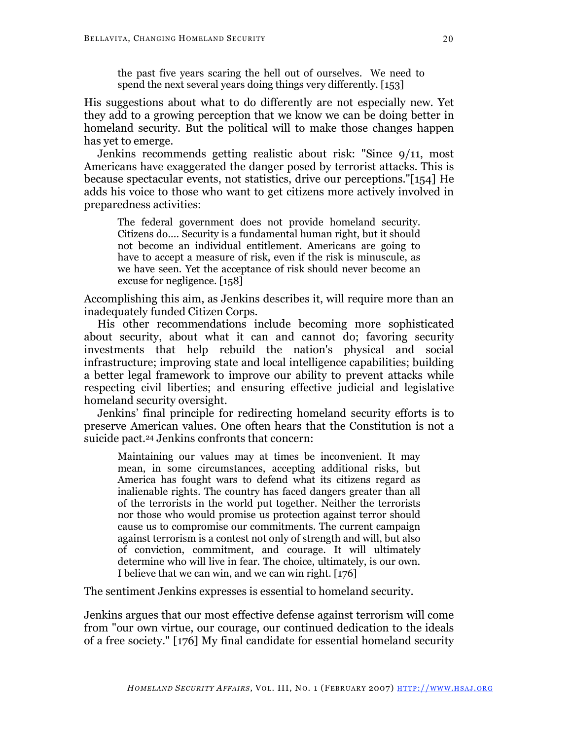> the past five years scaring the hell out of ourselves. We need to spend the next several years doing things very differently. [153]

His suggestions about what to do differently are not especially new. Yet they add to a growing perception that we know we can be doing better in homeland security. But the political will to make those changes happen has yet to emerge.

Jenkins recommends getting realistic about risk: "Since 9/11, most Americans have exaggerated the danger posed by terrorist attacks. This is because spectacular events, not statistics, drive our perceptions."[154] He adds his voice to those who want to get citizens more actively involved in preparedness activities:

> The federal government does not provide homeland security. Citizens do.... Security is a fundamental human right, but it should not become an individual entitlement. Americans are going to have to accept a measure of risk, even if the risk is minuscule, as we have seen. Yet the acceptance of risk should never become an excuse for negligence. [158]

Accomplishing this aim, as Jenkins describes it, will require more than an inadequately funded Citizen Corps.

His other recommendations include becoming more sophisticated about security, about what it can and cannot do; favoring security investments that help rebuild the nation's physical and social infrastructure; improving state and local intelligence capabilities; building a better legal framework to improve our ability to prevent attacks while respecting civil liberties; and ensuring effective judicial and legislative homeland security oversight.

Jenkins' final principle for redirecting homeland security efforts is to preserve American values. One often hears that the Constitution is not a suicide pact.[24] Jenkins confronts that concern:

> Maintaining our values may at times be inconvenient. It may mean, in some circumstances, accepting additional risks, but America has fought wars to defend what its citizens regard as inalienable rights. The country has faced dangers greater than all of the terrorists in the world put together. Neither the terrorists nor those who would promise us protection against terror should cause us to compromise our commitments. The current campaign against terrorism is a contest not only of strength and will, but also of conviction, commitment, and courage. It will ultimately determine who will live in fear. The choice, ultimately, is our own. I believe that we can win, and we can win right. [176]

The sentiment Jenkins expresses is essential to homeland security.

Jenkins argues that our most effective defense against terrorism will come from "our own virtue, our courage, our continued dedication to the ideals of a free society." [176] My final candidate for essential homeland security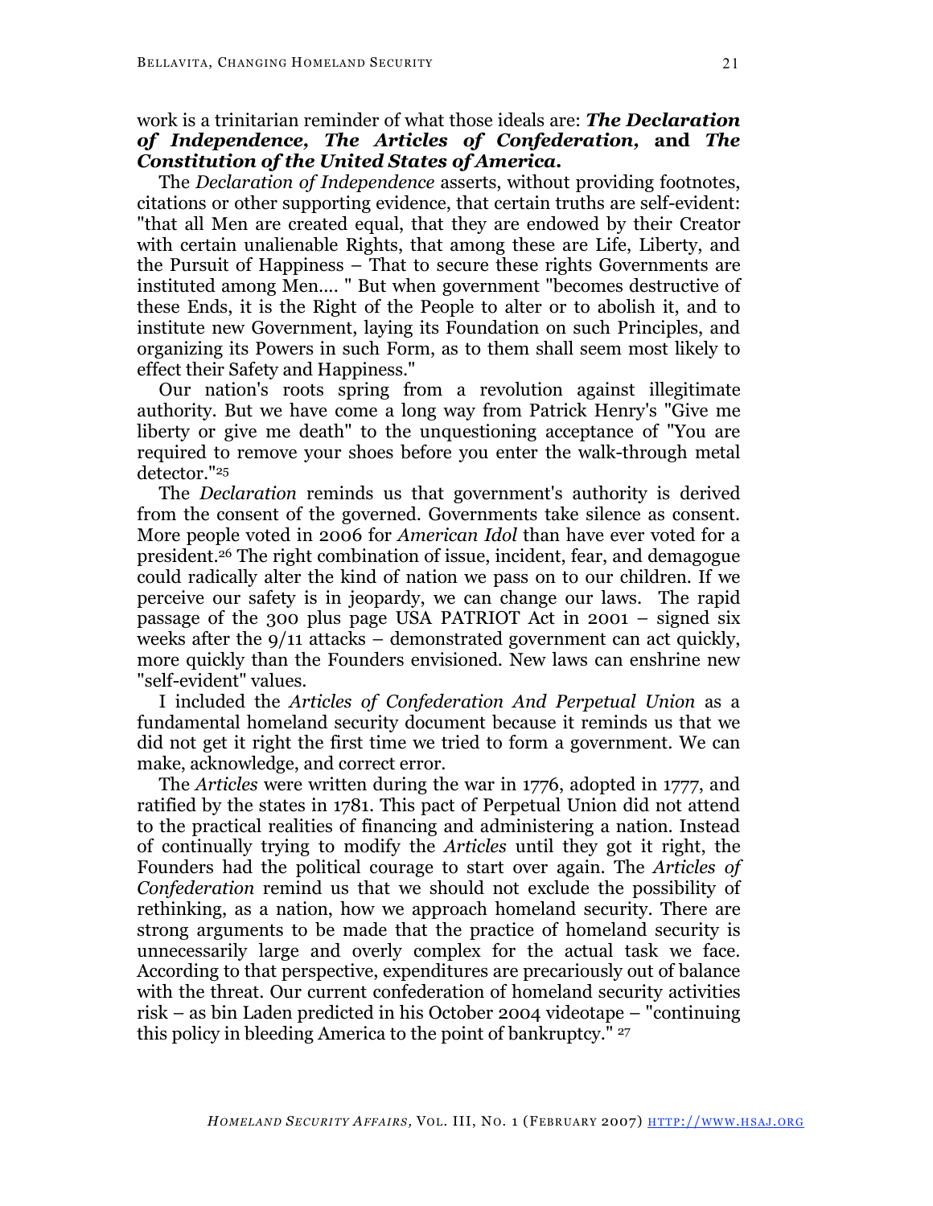work is a trinitarian reminder of what those ideals are: ***The Declaration of Independence, The Articles of Confederation,*** **and** ***The Constitution of the United States of America.***

The *Declaration of Independence* asserts, without providing footnotes, citations or other supporting evidence, that certain truths are self-evident: "that all Men are created equal, that they are endowed by their Creator with certain unalienable Rights, that among these are Life, Liberty, and the Pursuit of Happiness – That to secure these rights Governments are instituted among Men.... " But when government "becomes destructive of these Ends, it is the Right of the People to alter or to abolish it, and to institute new Government, laying its Foundation on such Principles, and organizing its Powers in such Form, as to them shall seem most likely to effect their Safety and Happiness."

Our nation's roots spring from a revolution against illegitimate authority. But we have come a long way from Patrick Henry's "Give me liberty or give me death" to the unquestioning acceptance of "You are required to remove your shoes before you enter the walk-through metal detector."[25]

The *Declaration* reminds us that government's authority is derived from the consent of the governed. Governments take silence as consent. More people voted in 2006 for *American Idol* than have ever voted for a president.[26] The right combination of issue, incident, fear, and demagogue could radically alter the kind of nation we pass on to our children. If we perceive our safety is in jeopardy, we can change our laws. The rapid passage of the 300 plus page USA PATRIOT Act in 2001 – signed six weeks after the 9/11 attacks – demonstrated government can act quickly, more quickly than the Founders envisioned. New laws can enshrine new "self-evident" values.

I included the *Articles of Confederation And Perpetual Union* as a fundamental homeland security document because it reminds us that we did not get it right the first time we tried to form a government. We can make, acknowledge, and correct error.

The *Articles* were written during the war in 1776, adopted in 1777, and ratified by the states in 1781. This pact of Perpetual Union did not attend to the practical realities of financing and administering a nation. Instead of continually trying to modify the *Articles* until they got it right, the Founders had the political courage to start over again. The *Articles of Confederation* remind us that we should not exclude the possibility of rethinking, as a nation, how we approach homeland security. There are strong arguments to be made that the practice of homeland security is unnecessarily large and overly complex for the actual task we face. According to that perspective, expenditures are precariously out of balance with the threat. Our current confederation of homeland security activities risk – as bin Laden predicted in his October 2004 videotape – "continuing this policy in bleeding America to the point of bankruptcy." [27]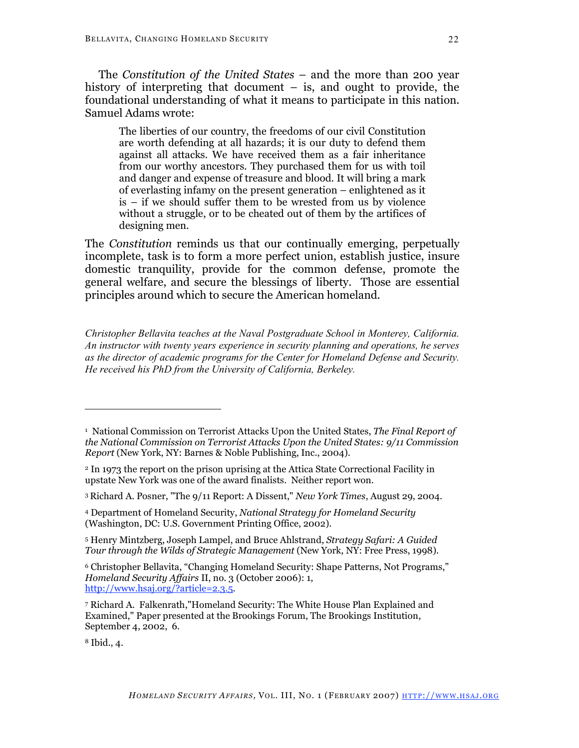The *Constitution of the United States* – and the more than 200 year history of interpreting that document – is, and ought to provide, the foundational understanding of what it means to participate in this nation. Samuel Adams wrote:

> The liberties of our country, the freedoms of our civil Constitution are worth defending at all hazards; it is our duty to defend them against all attacks. We have received them as a fair inheritance from our worthy ancestors. They purchased them for us with toil and danger and expense of treasure and blood. It will bring a mark of everlasting infamy on the present generation – enlightened as it is – if we should suffer them to be wrested from us by violence without a struggle, or to be cheated out of them by the artifices of designing men.

The *Constitution* reminds us that our continually emerging, perpetually incomplete, task is to form a more perfect union, establish justice, insure domestic tranquility, provide for the common defense, promote the general welfare, and secure the blessings of liberty. Those are essential principles around which to secure the American homeland.

*Christopher Bellavita teaches at the Naval Postgraduate School in Monterey, California. An instructor with twenty years experience in security planning and operations, he serves as the director of academic programs for the Center for Homeland Defense and Security. He received his PhD from the University of California, Berkeley.*

---

[1] National Commission on Terrorist Attacks Upon the United States, *The Final Report of the National Commission on Terrorist Attacks Upon the United States: 9/11 Commission Report* (New York, NY: Barnes & Noble Publishing, Inc., 2004).

[2] In 1973 the report on the prison uprising at the Attica State Correctional Facility in upstate New York was one of the award finalists. Neither report won.

[3] Richard A. Posner, "The 9/11 Report: A Dissent," *New York Times*, August 29, 2004.

[4] Department of Homeland Security, *National Strategy for Homeland Security* (Washington, DC: U.S. Government Printing Office, 2002).

[5] Henry Mintzberg, Joseph Lampel, and Bruce Ahlstrand, *Strategy Safari: A Guided Tour through the Wilds of Strategic Management* (New York, NY: Free Press, 1998).

[6] Christopher Bellavita, "Changing Homeland Security: Shape Patterns, Not Programs," *Homeland Security Affairs* II, no. 3 (October 2006): 1, http://www.hsaj.org/?article=2.3.5.

[7] Richard A. Falkenrath,"Homeland Security: The White House Plan Explained and Examined," Paper presented at the Brookings Forum, The Brookings Institution, September 4, 2002, 6.

[8] Ibid., 4.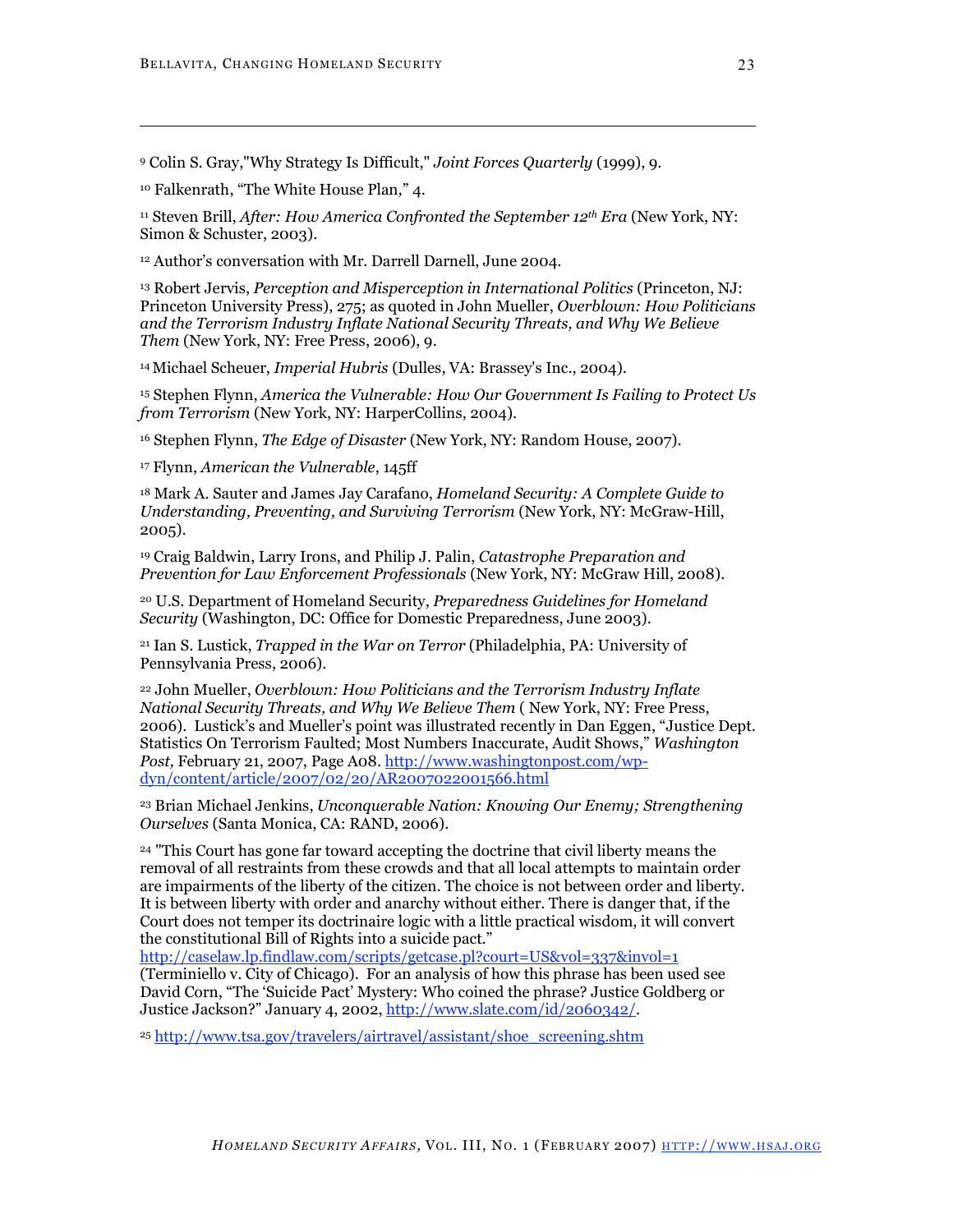[9] Colin S. Gray,"Why Strategy Is Difficult," *Joint Forces Quarterly* (1999), 9.

[10] Falkenrath, "The White House Plan," 4.

[11] Steven Brill, *After: How America Confronted the September 12th Era* (New York, NY: Simon & Schuster, 2003).

[12] Author's conversation with Mr. Darrell Darnell, June 2004.

[13] Robert Jervis, *Perception and Misperception in International Politics* (Princeton, NJ: Princeton University Press), 275; as quoted in John Mueller, *Overblown: How Politicians and the Terrorism Industry Inflate National Security Threats, and Why We Believe Them* (New York, NY: Free Press, 2006), 9.

[14] Michael Scheuer, *Imperial Hubris* (Dulles, VA: Brassey's Inc., 2004).

[15] Stephen Flynn, *America the Vulnerable: How Our Government Is Failing to Protect Us from Terrorism* (New York, NY: HarperCollins, 2004).

[16] Stephen Flynn, *The Edge of Disaster* (New York, NY: Random House, 2007).

[17] Flynn, *American the Vulnerable*, 145ff

[18] Mark A. Sauter and James Jay Carafano, *Homeland Security: A Complete Guide to Understanding, Preventing, and Surviving Terrorism* (New York, NY: McGraw-Hill, 2005).

[19] Craig Baldwin, Larry Irons, and Philip J. Palin, *Catastrophe Preparation and Prevention for Law Enforcement Professionals* (New York, NY: McGraw Hill, 2008).

[20] U.S. Department of Homeland Security, *Preparedness Guidelines for Homeland Security* (Washington, DC: Office for Domestic Preparedness, June 2003).

[21] Ian S. Lustick, *Trapped in the War on Terror* (Philadelphia, PA: University of Pennsylvania Press, 2006).

[22] John Mueller, *Overblown: How Politicians and the Terrorism Industry Inflate National Security Threats, and Why We Believe Them* ( New York, NY: Free Press, 2006). Lustick's and Mueller's point was illustrated recently in Dan Eggen, "Justice Dept. Statistics On Terrorism Faulted; Most Numbers Inaccurate, Audit Shows," *Washington Post,* February 21, 2007, Page A08. http://www.washingtonpost.com/wp-dyn/content/article/2007/02/20/AR2007022001566.html

[23] Brian Michael Jenkins, *Unconquerable Nation: Knowing Our Enemy; Strengthening Ourselves* (Santa Monica, CA: RAND, 2006).

[24] "This Court has gone far toward accepting the doctrine that civil liberty means the removal of all restraints from these crowds and that all local attempts to maintain order are impairments of the liberty of the citizen. The choice is not between order and liberty. It is between liberty with order and anarchy without either. There is danger that, if the Court does not temper its doctrinaire logic with a little practical wisdom, it will convert the constitutional Bill of Rights into a suicide pact." http://caselaw.lp.findlaw.com/scripts/getcase.pl?court=US&vol=337&invol=1 (Terminiello v. City of Chicago). For an analysis of how this phrase has been used see David Corn, "The 'Suicide Pact' Mystery: Who coined the phrase? Justice Goldberg or Justice Jackson?" January 4, 2002, http://www.slate.com/id/2060342/.

[25] http://www.tsa.gov/travelers/airtravel/assistant/shoe_screening.shtm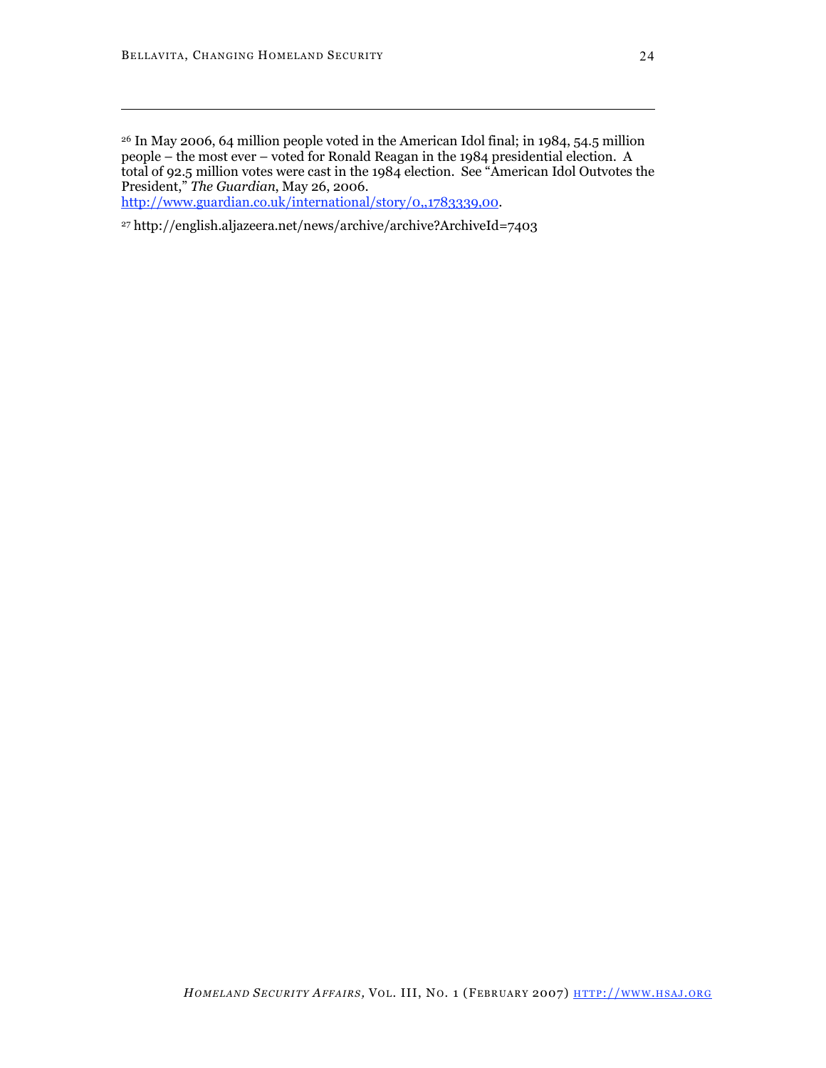[26] In May 2006, 64 million people voted in the American Idol final; in 1984, 54.5 million people – the most ever – voted for Ronald Reagan in the 1984 presidential election. A total of 92.5 million votes were cast in the 1984 election. See "American Idol Outvotes the President," *The Guardian*, May 26, 2006. http://www.guardian.co.uk/international/story/0,,1783339,00.

[27] http://english.aljazeera.net/news/archive/archive?ArchiveId=7403